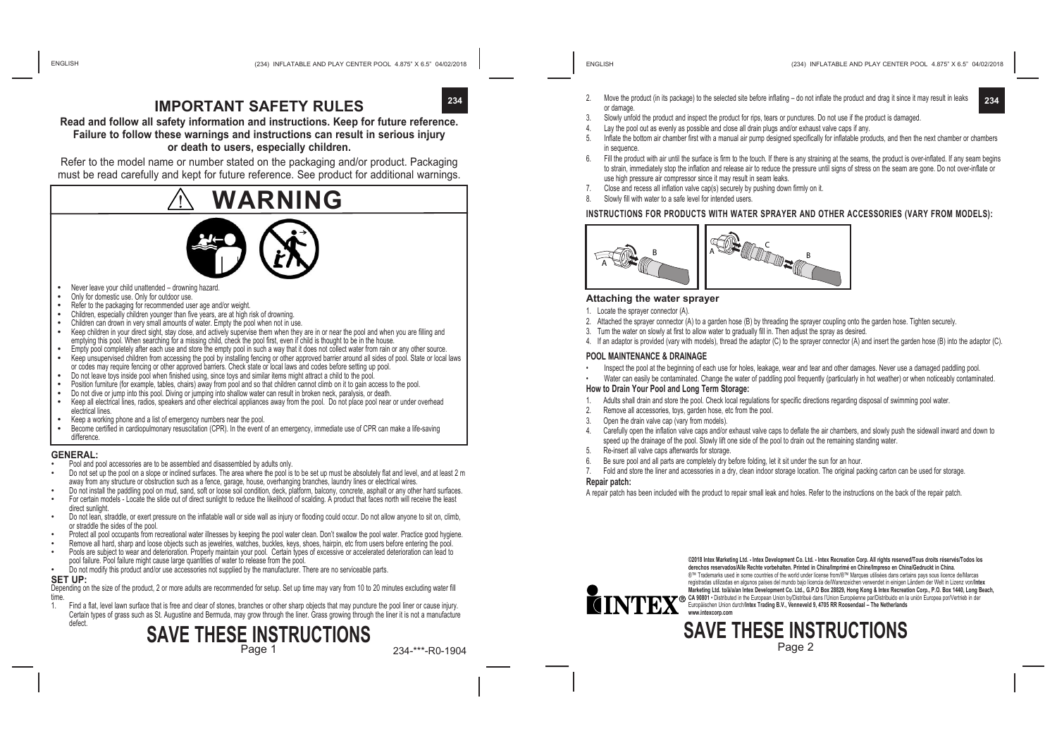# IMPORTANT SAFETY RULES

**Read and follow all safety information and instructions. Keep for future reference. Failure to follow these warnings and instructions can result in serious injury or death to users, especially children.**

Refer to the model name or number stated on the packaging and/or product. Packaging must be read carefully and kept for future reference. See product for additional warnings.

## ⚠ WARNING

- Never leave your child unattended – drowning hazard.
- Only for domestic use. Only for outdoor use.
- Refer to the packaging for recommended user age and/or weight.
- Children, especially children younger than five years, are at high risk of drowning.
- Children can drown in very small amounts of water. Empty the pool when not in use.
- Keep children in your direct sight, stay close, and actively supervise them when they are in or near the pool and when you are filling and emptying this pool. When searching for a missing child, check the pool first, even if child is thought to be in the house.
- Empty pool completely after each use and store the empty pool in such a way that it does not collect water from rain or any other source.
- Keep unsupervised children from accessing the pool by installing fencing or other approved barrier around all sides of pool. State or local laws or codes may require fencing or other approved barriers. Check state or local laws and codes before setting up pool.
- Do not leave toys inside pool when finished using, since toys and similar items might attract a child to the pool.
- Position furniture (for example, tables, chairs) away from pool and so that children cannot climb on it to gain access to the pool.
- Do not dive or jump into this pool. Diving or jumping into shallow water can result in broken neck, paralysis, or death.
- Keep all electrical lines, radios, speakers and other electrical appliances away from the pool. Do not place pool near or under overhead electrical lines.
- Keep a working phone and a list of emergency numbers near the pool.
- Become certified in cardiopulmonary resuscitation (CPR). In the event of an emergency, immediate use of CPR can make a life-saving difference.

### GENERAL:

- Pool and pool accessories are to be assembled and disassembled by adults only.
- Do not set up the pool on a slope or inclined surfaces. The area where the pool is to be set up must be absolutely flat and level, and at least 2 m away from any structure or obstruction such as a fence, garage, house, overhanging branches, laundry lines or electrical wires.
- Do not install the paddling pool on mud, sand, soft or loose soil condition, deck, platform, balcony, concrete, asphalt or any other hard surfaces.
- For certain models - Locate the slide out of direct sunlight to reduce the likelihood of scalding. A product that faces north will receive the least direct sunlight.
- Do not lean, straddle, or exert pressure on the inflatable wall or side wall as injury or flooding could occur. Do not allow anyone to sit on, climb, or straddle the sides of the pool.
- Protect all pool occupants from recreational water illnesses by keeping the pool water clean. Don't swallow the pool water. Practice good hygiene.
- Remove all hard, sharp and loose objects such as jewelries, watches, buckles, keys, shoes, hairpin, etc from users before entering the pool.
- Pools are subject to wear and deterioration. Properly maintain your pool. Certain types of excessive or accelerated deterioration can lead to pool failure. Pool failure might cause large quantities of water to release from the pool.
- Do not modify this product and/or use accessories not supplied by the manufacturer. There are no serviceable parts.

### SET UP:

Depending on the size of the product, 2 or more adults are recommended for setup. Set up time may vary from 10 to 20 minutes excluding water fill time.

1. Find a flat, level lawn surface that is free and clear of stones, branches or other sharp objects that may puncture the pool liner or cause injury. Certain types of grass such as St. Augustine and Bermuda, may grow through the liner. Grass growing through the liner it is not a manufacture defect.
2. Move the product (in its package) to the selected site before inflating – do not inflate the product and drag it since it may result in leaks or damage.
3. Slowly unfold the product and inspect the product for rips, tears or punctures. Do not use if the product is damaged.
4. Lay the pool out as evenly as possible and close all drain plugs and/or exhaust valve caps if any.
5. Inflate the bottom air chamber first with a manual air pump designed specifically for inflatable products, and then the next chamber or chambers in sequence.
6. Fill the product with air until the surface is firm to the touch. If there is any straining at the seams, the product is over-inflated. If any seam begins to strain, immediately stop the inflation and release air to reduce the pressure until signs of stress on the seam are gone. Do not over-inflate or use high pressure air compressor since it may result in seam leaks.
7. Close and recess all inflation valve cap(s) securely by pushing down firmly on it.
8. Slowly fill with water to a safe level for intended users.

### INSTRUCTIONS FOR PRODUCTS WITH WATER SPRAYER AND OTHER ACCESSORIES (VARY FROM MODELS):

#### Attaching the water sprayer

1. Locate the sprayer connector (A).
2. Attached the sprayer connector (A) to a garden hose (B) by threading the sprayer coupling onto the garden hose. Tighten securely.
3. Turn the water on slowly at first to allow water to gradually fill in. Then adjust the spray as desired.
4. If an adaptor is provided (vary with models), thread the adaptor (C) to the sprayer connector (A) and insert the garden hose (B) into the adaptor (C).

### POOL MAINTENANCE & DRAINAGE

- Inspect the pool at the beginning of each use for holes, leakage, wear and tear and other damages. Never use a damaged paddling pool.
- Water can easily be contaminated. Change the water of paddling pool frequently (particularly in hot weather) or when noticeably contaminated.

#### How to Drain Your Pool and Long Term Storage:

1. Adults shall drain and store the pool. Check local regulations for specific directions regarding disposal of swimming pool water.
2. Remove all accessories, toys, garden hose, etc from the pool.
3. Open the drain valve cap (vary from models).
4. Carefully open the inflation valve caps and/or exhaust valve caps to deflate the air chambers, and slowly push the sidewall inward and down to speed up the drainage of the pool. Slowly lift one side of the pool to drain out the remaining standing water.
5. Re-insert all valve caps afterwards for storage.
6. Be sure pool and all parts are completely dry before folding, let it sit under the sun for an hour.
7. Fold and store the liner and accessories in a dry, clean indoor storage location. The original packing carton can be used for storage.

#### Repair patch:

A repair patch has been included with the product to repair small leak and holes. Refer to the instructions on the back of the repair patch.

**©2018 Intex Marketing Ltd. - Intex Development Co. Ltd. - Intex Recreation Corp. All rights reserved/Tous droits réservés/Todos los derechos reservados/Alle Rechte vorbehalten. Printed in China/Imprimé en Chine/Impreso en China/Gedruckt in China.**
®™ Trademarks used in some countries of the world under license from/®™ Marques utilisées dans certains pays sous licence de/Marcas registradas utilizadas en algunos países del mundo bajo licencia de/Warenzeichen verwendet in einigen Ländern der Welt in Lizenz von/**Intex Marketing Ltd. to/à/a/an Intex Development Co. Ltd., G.P.O Box 28829, Hong Kong & Intex Recreation Corp., P.O. Box 1440, Long Beach, CA 90801** • Distributed in the European Union by/Distribué dans l'Union Européenne par/Distribuido en la unión Europea por/Vertrieb in der Europäischen Union durch/**Intex Trading B.V., Venneveld 9, 4705 RR Roosendaal – The Netherlands**
**www.intexcorp.com**

INTEX®

# SAVE THESE INSTRUCTIONS

234-***-R0-1904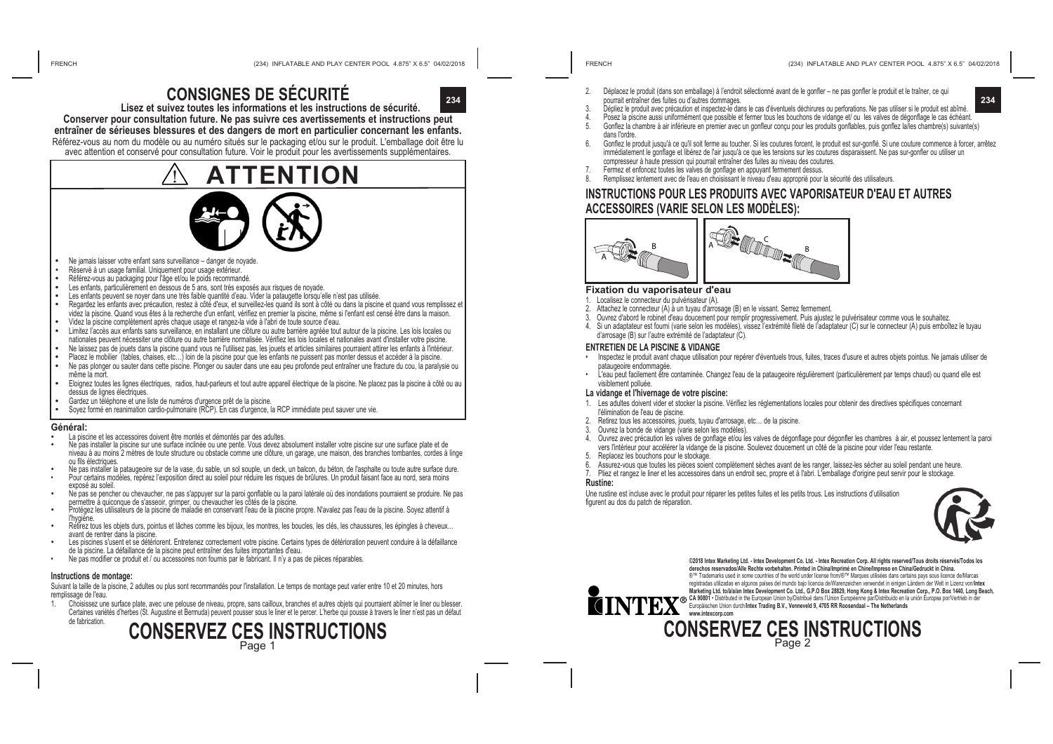# CONSIGNES DE SÉCURITÉ

**Lisez et suivez toutes les informations et les instructions de sécurité.**

**Conserver pour consultation future. Ne pas suivre ces avertissements et instructions peut entraîner de sérieuses blessures et des dangers de mort en particulier concernant les enfants.**

Référez-vous au nom du modèle ou au numéro situés sur le packaging et/ou sur le produit. L'emballage doit être lu avec attention et conservé pour consultation future. Voir le produit pour les avertissements supplémentaires.

## ⚠ ATTENTION

- Ne jamais laisser votre enfant sans surveillance – danger de noyade.
- Réservé à un usage familial. Uniquement pour usage extérieur.
- Référez-vous au packaging pour l'âge et/ou le poids recommandé.
- Les enfants, particulièrement en dessous de 5 ans, sont très exposés aux risques de noyade.
- Les enfants peuvent se noyer dans une très faible quantité d'eau. Vider la pataugette lorsqu'elle n'est pas utilisée.
- Regardez les enfants avec précaution, restez à côté d'eux, et surveillez-les quand ils sont à côté ou dans la piscine et quand vous remplissez et videz la piscine. Quand vous êtes à la recherche d'un enfant, vérifiez en premier la piscine, même si l'enfant est censé être dans la maison.
- Videz la piscine complètement après chaque usage et rangez-la vide à l'abri de toute source d'eau.
- Limitez l'accès aux enfants sans surveillance, en installant une clôture ou autre barrière agréée tout autour de la piscine. Les lois locales ou nationales peuvent nécessiter une clôture ou autre barrière normalisée. Vérifiez les lois locales et nationales avant d'installer votre piscine.
- Ne laissez pas de jouets dans la piscine quand vous ne l'utilisez pas, les jouets et articles similaires pourraient attirer les enfants à l'intérieur.
- Placez le mobilier (tables, chaises, etc…) loin de la piscine pour que les enfants ne puissent pas monter dessus et accéder à la piscine.
- Ne pas plonger ou sauter dans cette piscine. Plonger ou sauter dans une eau peu profonde peut entraîner une fracture du cou, la paralysie ou même la mort.
- Eloignez toutes les lignes électriques, radios, haut-parleurs et tout autre appareil électrique de la piscine. Ne placez pas la piscine à côté ou au dessus de lignes électriques.
- Gardez un téléphone et une liste de numéros d'urgence prêt de la piscine.
- Soyez formé en reanimation cardio-pulmonaire (RCP). En cas d'urgence, la RCP immédiate peut sauver une vie.

### Général:

- La piscine et les accessoires doivent être montés et démontés par des adultes.
- Ne pas installer la piscine sur une surface inclinée ou une pente. Vous devez absolument installer votre piscine sur une surface plate et de niveau à au moins 2 mètres de toute structure ou obstacle comme une clôture, un garage, une maison, des branches tombantes, cordes à linge ou fils électriques.
- Ne pas installer la pataugeoire sur de la vase, du sable, un sol souple, un deck, un balcon, du béton, de l'asphalte ou toute autre surface dure.
- Pour certains modèles, repérez l'exposition direct au soleil pour réduire les risques de brûlures. Un produit faisant face au nord, sera moins exposé au soleil.
- Ne pas se pencher ou chevaucher, ne pas s'appuyer sur la paroi gonflable ou la paroi latérale où des inondations pourraient se produire. Ne pas permettre à quiconque de s'asseoir, grimper, ou chevaucher les côtés de la piscine.
- Protégez les utilisateurs de la piscine de maladie en conservant l'eau de la piscine propre. N'avalez pas l'eau de la piscine. Soyez attentif à l'hygiène.
- Retirez tous les objets durs, pointus et lâches comme les bijoux, les montres, les boucles, les clés, les chaussures, les épingles à cheveux… avant de rentrer dans la piscine.
- Les piscines s'usent et se détériorent. Entretenez correctement votre piscine. Certains types de détérioration peuvent conduire à la défaillance de la piscine. La défaillance de la piscine peut entraîner des fuites importantes d'eau.
- Ne pas modifier ce produit et / ou accessoires non fournis par le fabricant. Il n'y a pas de pièces réparables.

### Instructions de montage:

Suivant la taille de la piscine, 2 adultes ou plus sont recommandés pour l'installation. Le temps de montage peut varier entre 10 et 20 minutes, hors remplissage de l'eau.

1. Choisissez une surface plate, avec une pelouse de niveau, propre, sans cailloux, branches et autres objets qui pourraient abîmer le liner ou blesser. Certaines variétés d'herbes (St. Augustine et Bermuda) peuvent pousser sous le liner et le percer. L'herbe qui pousse à travers le liner n'est pas un défaut de fabrication.
2. Déplacez le produit (dans son emballage) à l'endroit sélectionné avant de le gonfler – ne pas gonfler le produit et le traîner, ce qui pourrait entraîner des fuites ou d'autres dommages.
3. Dépliez le produit avec précaution et inspectez-le dans le cas d'éventuels déchirures ou perforations. Ne pas utiliser si le produit est abîmé.
4. Posez la piscine aussi uniformément que possible et fermer tous les bouchons de vidange et/ ou les valves de dégonflage le cas échéant.
5. Gonflez la chambre à air inférieure en premier avec un gonfleur conçu pour les produits gonflables, puis gonflez la/les chambre(s) suivante(s) dans l'ordre.
6. Gonflez le produit jusqu'à ce qu'il soit ferme au toucher. Si les coutures forcent, le produit est sur-gonflé. Si une couture commence à forcer, arrêtez immédiatement le gonflage et libérez de l'air jusqu'à ce que les tensions sur les coutures disparaissent. Ne pas sur-gonfler ou utiliser un compresseur à haute pression qui pourrait entraîner des fuites au niveau des coutures.
7. Fermez et enfoncez toutes les valves de gonflage en appuyant fermement dessus.
8. Remplissez lentement avec de l'eau en choisissant le niveau d'eau approprié pour la sécurité des utilisateurs.

## INSTRUCTIONS POUR LES PRODUITS AVEC VAPORISATEUR D'EAU ET AUTRES ACCESSOIRES (VARIE SELON LES MODÈLES):

### Fixation du vaporisateur d'eau

1. Localisez le connecteur du pulvérisateur (A).
2. Attachez le connecteur (A) à un tuyau d'arrosage (B) en le vissant. Serrez fermement.
3. Ouvrez d'abord le robinet d'eau doucement pour remplir progressivement. Puis ajustez le pulvérisateur comme vous le souhaitez.
4. Si un adaptateur est fourni (varie selon les modèles), vissez l'extrémité fileté de l'adaptateur (C) sur le connecteur (A) puis emboîtez le tuyau d'arrosage (B) sur l'autre extrémité de l'adaptateur (C).

### ENTRETIEN DE LA PISCINE & VIDANGE

- Inspectez le produit avant chaque utilisation pour repérer d'éventuels trous, fuites, traces d'usure et autres objets pointus. Ne jamais utiliser de pataugeoire endommagée.
- L'eau peut facilement être contaminée. Changez l'eau de la pataugeoire régulièrement (particulièrement par temps chaud) ou quand elle est visiblement polluée.

### La vidange et l'hivernage de votre piscine:

1. Les adultes doivent vider et stocker la piscine. Vérifiez les réglementations locales pour obtenir des directives spécifiques concernant l'élimination de l'eau de piscine.
2. Retirez tous les accessoires, jouets, tuyau d'arrosage, etc… de la piscine.
3. Ouvrez la bonde de vidange (varie selon les modèles).
4. Ouvrez avec précaution les valves de gonflage et/ou les valves de dégonflage pour dégonfler les chambres à air, et poussez lentement la paroi vers l'intérieur pour accélérer la vidange de la piscine. Soulevez doucement un côté de la piscine pour vider l'eau restante.
5. Replacez les bouchons pour le stockage.
6. Assurez-vous que toutes les pièces soient complètement sèches avant de les ranger, laissez-les sécher au soleil pendant une heure.
7. Pliez et rangez le liner et les accessoires dans un endroit sec, propre et à l'abri. L'emballage d'origine peut servir pour le stockage.

### Rustine:

Une rustine est incluse avec le produit pour réparer les petites fuites et les petits trous. Les instructions d'utilisation figurent au dos du patch de réparation.

**©2018 Intex Marketing Ltd. - Intex Development Co. Ltd. - Intex Recreation Corp. All rights reserved/Tous droits réservés/Todos los derechos reservados/Alle Rechte vorbehalten. Printed in China/Imprimé en Chine/Impreso en China/Gedruckt in China.**
®™ Trademarks used in some countries of the world under license from/®™ Marques utilisées dans certains pays sous licence de/Marcas registradas utilizadas en algunos países del mundo bajo licencia de/Warenzeichen verwendet in einigen Ländern der Welt in Lizenz von/**Intex Marketing Ltd. to/à/a/an Intex Development Co. Ltd., G.P.O Box 28829, Hong Kong & Intex Recreation Corp., P.O. Box 1440, Long Beach, CA 90801** • Distributed in the European Union by/Distribué dans l'Union Européenne par/Distribuido en la unión Europea por/Vertrieb in der Europäischen Union durch **Intex Trading B.V., Venneveld 9, 4705 RR Roosendaal – The Netherlands**
**www.intexcorp.com**

# CONSERVEZ CES INSTRUCTIONS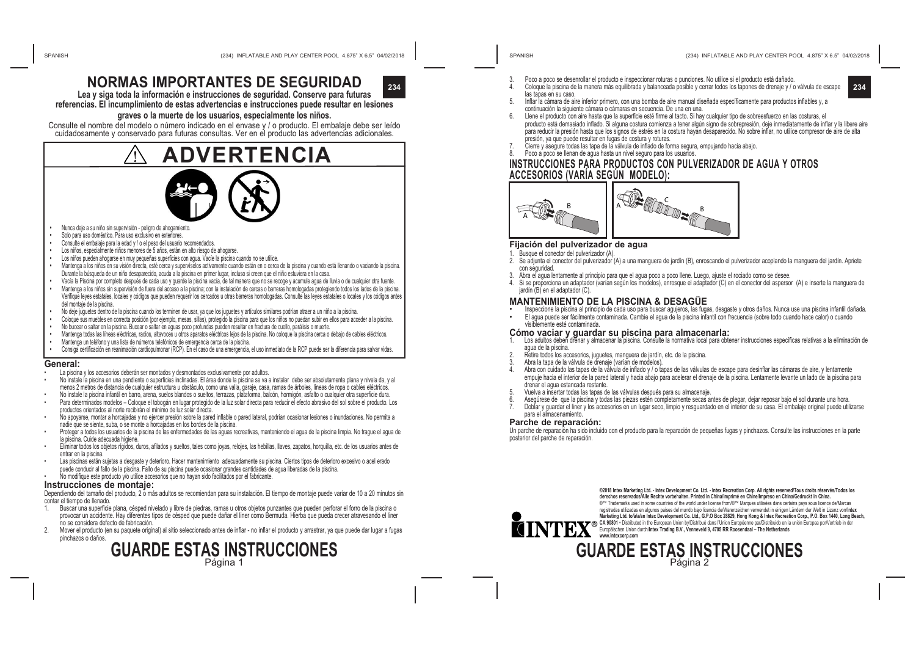# NORMAS IMPORTANTES DE SEGURIDAD

234

**Lea y siga toda la información e instrucciones de seguridad. Conserve para futuras referencias. El incumplimiento de estas advertencias e instrucciones puede resultar en lesiones graves o la muerte de los usuarios, especialmente los niños.**

Consulte el nombre del modelo o número indicado en el envase y / o producto. El embalaje debe ser leído cuidadosamente y conservado para futuras consultas. Ver en el producto las advertencias adicionales.

## ⚠ ADVERTENCIA

- Nunca deje a su niño sin supervisión - peligro de ahogamiento.
- Solo para uso doméstico. Para uso exclusivo en exteriores.
- Consulte el embalaje para la edad y / o el peso del usuario recomendados.
- Los niños, especialmente niños menores de 5 años, están en alto riesgo de ahogarse.
- Los niños pueden ahogarse en muy pequeñas superficies con agua. Vacíe la piscina cuando no se utilice.
- Vacía la Piscina por completo después de cada uso y guarde la piscina vacía, de tal manera que no se recoge y acumule agua de lluvia o de cualquier otra fuente.
- Mantenga a los niños en su visión directa, esté cerca y supervíselos activamente cuando están en o cerca de la piscina y cuando está llenando o vaciando la piscina. Durante la búsqueda de un niño desaparecido, acuda a la piscina en primer lugar, incluso si creen que el niño estuviera en la casa.
- Mantenga a los niños sin supervisión de fuera del acceso a la piscina; con la instalación de cercas o barreras homologadas protegiendo todos los lados de la piscina. Verifique leyes estatales, locales y códigos que pueden requerir los cercados u otras barreras homologadas. Consulte las leyes estatales o locales y los códigos antes del montaje de la piscina.
- No deje juguetes dentro de la piscina cuando los terminen de usar, ya que los juguetes y artículos similares podrían atraer a un niño a la piscina.
- Coloque sus muebles en correcta posición (por ejemplo, mesas, sillas), protegido la piscina para que los niños no puedan subir en ellos para acceder a la piscina.
- No bucear o saltar en la piscina. Bucear o saltar en aguas poco profundas pueden resultar en fractura de cuello, parálisis o muerte.
- Mantenga todas las líneas eléctricas, radios, altavoces u otros aparatos eléctricos lejos de la piscina. No coloque la piscina cerca o debajo de cables eléctricos.
- Mantenga un teléfono y una lista de números telefónicos de emergencia cerca de la piscina.
- Consiga certificación en reanimación cardiopulmonar (RCP). En el caso de una emergencia, el uso inmediato de la RCP puede ser la diferencia para salvar vidas.

### General:

- La piscina y los accesorios deberán ser montados y desmontados exclusivamente por adultos.
- No instale la piscina en una pendiente o superficies inclinadas. El área donde la piscina se va a instalar debe ser absolutamente plana y nivela da, y al menos 2 metros de distancia de cualquier estructura u obstáculo, como una valla, garaje, casa, ramas de árboles, líneas de ropa o cables eléctricos.
- No instale la piscina infantil en barro, arena, suelos blandos o sueltos, terrazas, plataforma, balcón, hormigón, asfalto o cualquier otra superficie dura.
- Para determinados modelos – Coloque el tobogán en lugar protegido de la luz solar directa para reducir el efecto abrasivo del sol sobre el producto. Los productos orientados al norte recibirán el mínimo de luz solar directa.
- No apoyarse, montar a horcajadas y no ejercer presión sobre la pared inflable o pared lateral, podrían ocasionar lesiones o inundaciones. No permita a nadie que se siente, suba, o se monte a horcajadas en los bordes de la piscina.
- Proteger a todos los usuarios de la piscina de las enfermedades de las aguas recreativas, manteniendo el agua de la piscina limpia. No trague el agua de la piscina. Cuide adecuada higiene.
- Eliminar todos los objetos rígidos, duros, afilados y sueltos, tales como joyas, relojes, las hebillas, llaves, zapatos, horquilla, etc. de los usuarios antes de entrar en la piscina.
- Las piscinas están sujetas a desgaste y deterioro. Hacer mantenimiento adecuadamente su piscina. Ciertos tipos de deterioro excesivo o acel erado puede conducir al fallo de la piscina. Fallo de su piscina puede ocasionar grandes cantidades de agua liberadas de la piscina.
- No modifique este producto y/o utilice accesorios que no hayan sido facilitados por el fabricante.

### Instrucciones de montaje:

Dependiendo del tamaño del producto, 2 o más adultos se recomiendan para su instalación. El tiempo de montaje puede variar de 10 a 20 minutos sin contar el tiempo de llenado.

1. Buscar una superficie plana, césped nivelado y libre de piedras, ramas u otros objetos punzantes que pueden perforar el forro de la piscina o provocar un accidente. Hay diferentes tipos de césped que pueden dañar el liner como Bermuda. Hierba que pueda crecer atravesando el liner no se considera defecto de fabricación.
2. Mover el producto (en su paquete original) al sitio seleccionado antes de inflar - no inflar el producto y arrastrar, ya que puede dar lugar a fugas pinchazos o daños.
3. Poco a poco se desenrollar el producto e inspeccionar roturas o punciones. No utilice si el producto está dañado.
4. Coloque la piscina de la manera más equilibrada y balanceada posible y cerrar todos los tapones de drenaje y / o válvula de escape las tapas en su caso.
5. Inflar la cámara de aire inferior primero, con una bomba de aire manual diseñada específicamente para productos inflables y, a continuación la siguiente cámara o cámaras en secuencia. De una en una.
6. Llene el producto con aire hasta que la superficie esté firme al tacto. Si hay cualquier tipo de sobreesfuerzo en las costuras, el producto está demasiado inflado. Si alguna costura comienza a tener algún signo de sobrepresión, deje inmediatamente de inflar y la libere aire para reducir la presión hasta que los signos de estrés en la costura hayan desaparecido. No sobre inflar, no utilice compresor de aire de alta presión, ya que puede resultar en fugas de costura y roturas.
7. Cierre y asegure todas las tapa de la válvula de inflado de forma segura, empujando hacia abajo.
8. Poco a poco se llenan de agua hasta un nivel seguro para los usuarios.

**GUARDE ESTAS INSTRUCCIONES**

## INSTRUCCIONES PARA PRODUCTOS CON PULVERIZADOR DE AGUA Y OTROS ACCESORIOS (VARÍA SEGÚN MODELO):

A B | A C B

### Fijación del pulverizador de agua

1. Busque el conector del pulverizador (A).
2. Se adjunta el conector del pulverizador (A) a una manguera de jardín (B), enroscando el pulverizador acoplando la manguera del jardín. Apriete con seguridad.
3. Abra el agua lentamente al principio para que el agua poco a poco llene. Luego, ajuste el rociado como se desee.
4. Si se proporciona un adaptador (varían según los modelos), enrosque el adaptador (C) en el conector del aspersor (A) e inserte la manguera de jardín (B) en el adaptador (C).

## MANTENIMIENTO DE LA PISCINA & DESAGÜE

- Inspeccione la piscina al principio de cada uso para buscar agujeros, las fugas, desgaste y otros daños. Nunca use una piscina infantil dañada.
- El agua puede ser fácilmente contaminada. Cambie el agua de la piscina infantil con frecuencia (sobre todo cuando hace calor) o cuando visiblemente esté contaminada.

### Cómo vaciar y guardar su piscina para almacenarla:

1. Los adultos deben drenar y almacenar la piscina. Consulte la normativa local para obtener instrucciones específicas relativas a la eliminación de agua de la piscina.
2. Retire todos los accesorios, juguetes, manguera de jardín, etc. de la piscina.
3. Abra la tapa de la válvula de drenaje (varían de modelos).
4. Abra con cuidado las tapas de la válvula de inflado y / o tapas de las válvulas de escape para desinflar las cámaras de aire, y lentamente empuje hacia el interior de la pared lateral y hacia abajo para acelerar el drenaje de la piscina. Lentamente levante un lado de la piscina para drenar el agua estancada restante.
5. Vuelva a insertar todas las tapas de las válvulas después para su almacenaje.
6. Asegúrese de que la piscina y todas las piezas estén completamente secas antes de plegar, dejar reposar bajo el sol durante una hora.
7. Doblar y guardar el liner y los accesorios en un lugar seco, limpio y resguardado en el interior de su casa. El embalaje original puede utilizarse para el almacenamiento.

### Parche de reparación:

Un parche de reparación ha sido incluido con el producto para la reparación de pequeñas fugas y pinchazos. Consulte las instrucciones en la parte posterior del parche de reparación.

**INTEX®**

**©2018 Intex Marketing Ltd. - Intex Development Co. Ltd. - Intex Recreation Corp. All rights reserved/Tous droits réservés/Todos los derechos reservados/Alle Rechte vorbehalten. Printed in China/Imprimé en Chine/Impreso en China/Gedruckt in China.**
®™ Trademarks used in some countries of the world under license from/®™ Marques utilisées dans certains pays sous licence de/Marcas registradas utilizadas en algunos países del mundo bajo licencia de/Warenzeichen verwendet in einigen Ländern der Welt in Lizenz von/**Intex Marketing Ltd. to/à/a/an Intex Development Co. Ltd., G.P.O Box 28829, Hong Kong & Intex Recreation Corp., P.O. Box 1440, Long Beach, CA 90801** • Distributed in the European Union by/Distribué dans l'Union Européenne par/Distribuido en la unión Europea por/Vertrieb in der Europäischen Union durch/**Intex Trading B.V., Venneveld 9, 4705 RR Roosendaal – The Netherlands**
**www.intexcorp.com**

**GUARDE ESTAS INSTRUCCIONES**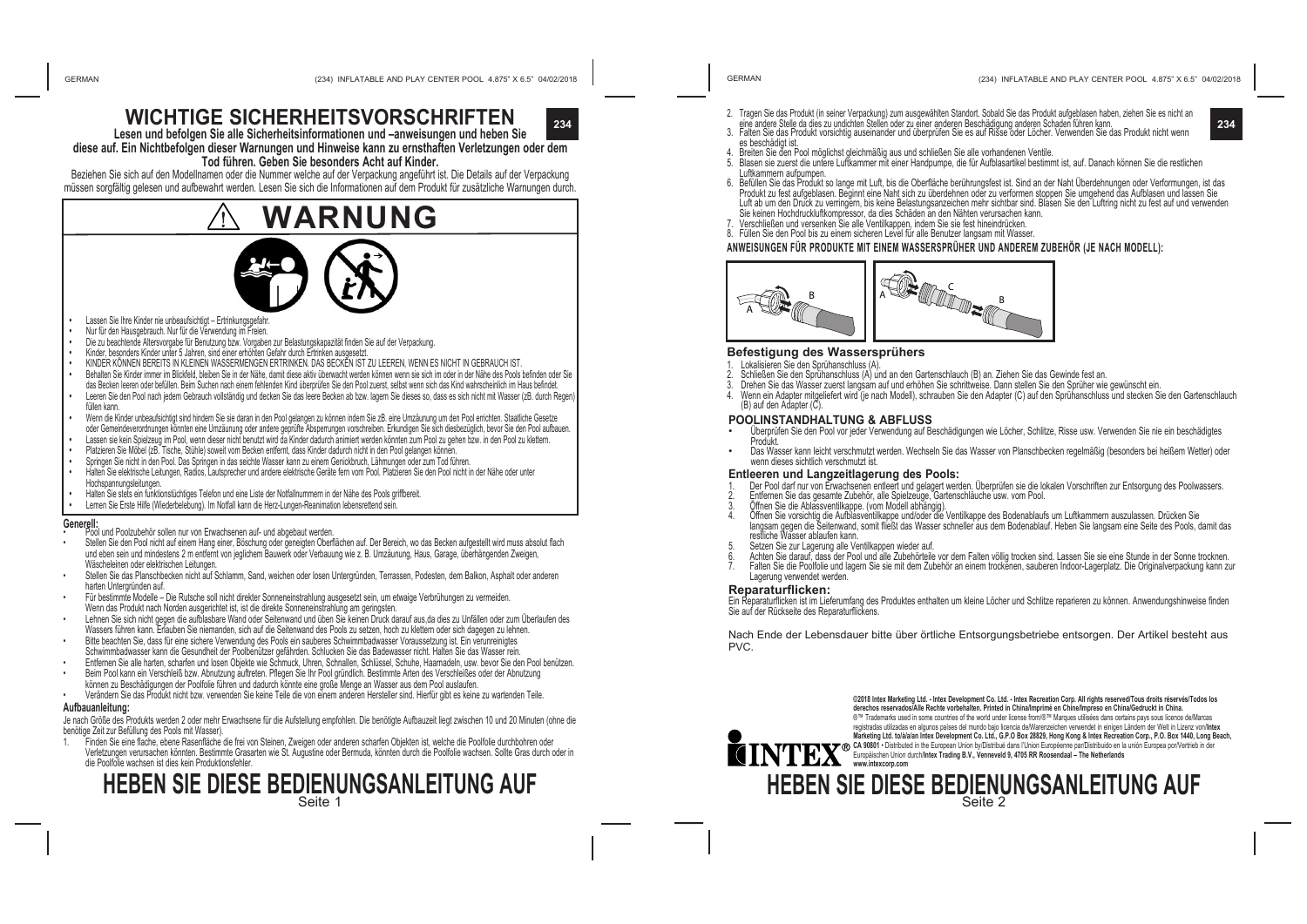# WICHTIGE SICHERHEITSVORSCHRIFTEN

**Lesen und befolgen Sie alle Sicherheitsinformationen und –anweisungen und heben Sie diese auf. Ein Nichtbefolgen dieser Warnungen und Hinweise kann zu ernsthaften Verletzungen oder dem Tod führen. Geben Sie besonders Acht auf Kinder.**

Beziehen Sie sich auf den Modellnamen oder die Nummer welche auf der Verpackung angeführt ist. Die Details auf der Verpackung müssen sorgfältig gelesen und aufbewahrt werden. Lesen Sie sich die Informationen auf dem Produkt für zusätzliche Warnungen durch.

## ⚠ WARNUNG

- Lassen Sie Ihre Kinder nie unbeaufsichtigt – Ertrinkungsgefahr.
- Nur für den Hausgebrauch. Nur für die Verwendung im Freien.
- Die zu beachtende Altersvorgabe für Benutzung bzw. Vorgaben zur Belastungskapazität finden Sie auf der Verpackung.
- Kinder, besonders Kinder unter 5 Jahren, sind einer erhöhten Gefahr durch Ertrinken ausgesetzt.
- KINDER KÖNNEN BEREITS IN KLEINEN WASSERMENGEN ERTRINKEN. DAS BECKEN IST ZU LEEREN, WENN ES NICHT IN GEBRAUCH IST.
- Behalten Sie Kinder immer im Blickfeld, bleiben Sie in der Nähe, damit diese aktiv überwacht werden können wenn sie sich im oder in der Nähe des Pools befinden oder Sie das Becken leeren oder befüllen. Beim Suchen nach einem fehlenden Kind überprüfen Sie den Pool zuerst, selbst wenn sich das Kind wahrscheinlich im Haus befindet.
- Leeren Sie den Pool nach jedem Gebrauch vollständig und decken Sie das leere Becken ab bzw. lagern Sie dieses so, dass es sich nicht mit Wasser (zB. durch Regen) füllen kann.
- Wenn die Kinder unbeaufsichtigt sind hindern Sie sie daran in den Pool gelangen zu können indem Sie zB. eine Umzäunung um den Pool errichten. Staatliche Gesetze oder Gemeindeverordnungen könnten eine Umzäunung oder andere geprüfte Absperrungen vorschreiben. Erkundigen Sie sich diesbezüglich, bevor Sie den Pool aufbauen.
- Lassen sie kein Spielzeug im Pool, wenn dieser nicht benutzt wird da Kinder dadurch animiert werden könnten zum Pool zu gehen bzw. in den Pool zu klettern.
- Platzieren Sie Möbel (zB. Tische, Stühle) soweit vom Becken entfernt, dass Kinder dadurch nicht in den Pool gelangen können.
- Springen Sie nicht in den Pool. Das Springen in das seichte Wasser kann zu einem Genickbruch, Lähmungen oder zum Tod führen.
- Halten Sie elektrische Leitungen, Radios, Lautsprecher und andere elektrische Geräte fern vom Pool. Platzieren Sie den Pool nicht in der Nähe oder unter Hochspannungsleitungen.
- Halten Sie stets ein funktionstüchtiges Telefon und eine Liste der Notfallnummern in der Nähe des Pools griffbereit.
- Lernen Sie Erste Hilfe (Wiederbelebung). Im Notfall kann die Herz-Lungen-Reanimation lebensrettend sein.

**Generell:**

- Pool und Poolzubehör sollen nur von Erwachsenen auf- und abgebaut werden.
- Stellen Sie den Pool nicht auf einem Hang einer, Böschung oder geneigten Oberflächen auf. Der Bereich, wo das Becken aufgestellt wird muss absolut flach und eben sein und mindestens 2 m entfernt von jeglichem Bauwerk oder Verbauung wie z. B. Umzäunung, Haus, Garage, überhängenden Zweigen, Wäscheleinen oder elektrischen Leitungen.
- Stellen Sie das Planschbecken nicht auf Schlamm, Sand, weichen oder losen Untergründen, Terrassen, Podesten, dem Balkon, Asphalt oder anderen harten Untergründen auf.
- Für bestimmte Modelle – Die Rutsche soll nicht direkter Sonneneinstrahlung ausgesetzt sein, um etwaige Verbrühungen zu vermeiden. Wenn das Produkt nach Norden ausgerichtet ist, ist die direkte Sonneneinstrahlung am geringsten.
- Lehnen Sie sich nicht gegen die aufblasbare Wand oder Seitenwand und üben Sie keinen Druck darauf aus,da dies zu Unfällen oder zum Überlaufen des Wassers führen kann. Erlauben Sie niemanden, sich auf die Seitenwand des Pools zu setzen, hoch zu klettern oder sich dagegen zu lehnen.
- Bitte beachten Sie, dass für eine sichere Verwendung des Pools ein sauberes Schwimmbadwasser Voraussetzung ist. Ein verunreinigtes Schwimmbadwasser kann die Gesundheit der Poolbenützer gefährden. Schlucken Sie das Badewasser nicht. Halten Sie das Wasser rein.
- Entfernen Sie alle harten, scharfen und losen Objekte wie Schmuck, Uhren, Schnallen, Schlüssel, Schuhe, Haarnadeln, usw. bevor Sie den Pool benützen.
- Beim Pool kann ein Verschleiß bzw. Abnutzung auftreten. Pflegen Sie Ihr Pool gründlich. Bestimmte Arten des Verschleißes oder der Abnutzung können zu Beschädigungen der Poolfolie führen und dadurch könnte eine große Menge an Wasser aus dem Pool auslaufen.
- Verändern Sie das Produkt nicht bzw. verwenden Sie keine Teile die von einem anderen Hersteller sind. Hierfür gibt es keine zu wartenden Teile.

**Aufbauanleitung:**

Je nach Größe des Produkts werden 2 oder mehr Erwachsene für die Aufstellung empfohlen. Die benötigte Aufbauzeit liegt zwischen 10 und 20 Minuten (ohne die benötige Zeit zur Befüllung des Pools mit Wasser).

1. Finden Sie eine flache, ebene Rasenfläche die frei von Steinen, Zweigen oder anderen scharfen Objekten ist, welche die Poolfolie durchbohren oder Verletzungen verursachen könnten. Bestimmte Grasarten wie St. Augustine oder Bermuda, könnten durch die Poolfolie wachsen. Sollte Gras durch oder in die Poolfolie wachsen ist dies kein Produktionsfehler.
2. Tragen Sie das Produkt (in seiner Verpackung) zum ausgewählten Standort. Sobald Sie das Produkt aufgeblasen haben, ziehen Sie es nicht an eine andere Stelle da dies zu undichten Stellen oder zu einer anderen Beschädigung anderen Schaden führen kann.
3. Falten Sie das Produkt vorsichtig auseinander und überprüfen Sie es auf Risse oder Löcher. Verwenden Sie das Produkt nicht wenn es beschädigt ist.
4. Breiten Sie den Pool möglichst gleichmäßig aus und schließen Sie alle vorhandenen Ventile.
5. Blasen sie zuerst die untere Luftkammer mit einer Handpumpe, die für Aufblasartikel bestimmt ist, auf. Danach können Sie die restlichen Luftkammern aufpumpen.
6. Befüllen Sie das Produkt so lange mit Luft, bis die Oberfläche berührungsfest ist. Sind an der Naht Überdehnungen oder Verformungen, ist das Produkt zu fest aufgeblasen. Beginnt eine Naht sich zu überdehnen oder zu verformen stoppen Sie umgehend das Aufblasen und lassen Sie Luft ab um den Druck zu verringern, bis keine Belastungsanzeichen mehr sichtbar sind. Blasen Sie den Luftring nicht zu fest auf und verwenden Sie keinen Hochdruckluftkompressor, da dies Schäden an den Nähten verursachen kann.
7. Verschließen und versenken Sie alle Ventilkappen, indem Sie sie fest hineindrücken.
8. Füllen Sie den Pool bis zu einem sicheren Level für alle Benutzer langsam mit Wasser.

**ANWEISUNGEN FÜR PRODUKTE MIT EINEM WASSERSPRÜHER UND ANDEREM ZUBEHÖR (JE NACH MODELL):**

### Befestigung des Wassersprühers

1. Lokalisieren Sie den Sprühanschluss (A).
2. Schließen Sie den Sprühanschluss (A) und an den Gartenschlauch (B) an. Ziehen Sie das Gewinde fest an.
3. Drehen Sie das Wasser zuerst langsam auf und erhöhen Sie schrittweise. Dann stellen Sie den Sprüher wie gewünscht ein.
4. Wenn ein Adapter mitgeliefert wird (je nach Modell), schrauben Sie den Adapter (C) auf den Sprühanschluss und stecken Sie den Gartenschlauch (B) auf den Adapter (C).

### POOLINSTANDHALTUNG & ABFLUSS

- Überprüfen Sie den Pool vor jeder Verwendung auf Beschädigungen wie Löcher, Schlitze, Risse usw. Verwenden Sie nie ein beschädigtes Produkt.
- Das Wasser kann leicht verschmutzt werden. Wechseln Sie das Wasser von Planschbecken regelmäßig (besonders bei heißem Wetter) oder wenn dieses sichtlich verschmutzt ist.

### Entleeren und Langzeitlagerung des Pools:

1. Der Pool darf nur von Erwachsenen entleert und gelagert werden. Überprüfen sie die lokalen Vorschriften zur Entsorgung des Poolwassers.
2. Entfernen Sie das gesamte Zubehör, alle Spielzeuge, Gartenschläuche usw. vom Pool.
3. Öffnen Sie die Ablassventilkappe. (vom Modell abhängig).
4. Öffnen Sie vorsichtig die Aufblasventilkappe und/oder die Ventilkappe des Bodenablaufs um Luftkammern auszulassen. Drücken Sie langsam gegen die Seitenwand, somit fließt das Wasser schneller aus dem Bodenablauf. Heben Sie langsam eine Seite des Pools, damit das restliche Wasser ablaufen kann.
5. Setzen Sie zur Lagerung alle Ventilkappen wieder auf.
6. Achten Sie darauf, dass der Pool und alle Zubehörteile vor dem Falten völlig trocken sind. Lassen Sie sie eine Stunde in der Sonne trocknen.
7. Falten Sie die Poolfolie und lagern Sie sie mit dem Zubehör an einem trockenen, sauberen Indoor-Lagerplatz. Die Originalverpackung kann zur Lagerung verwendet werden.

### Reparaturflicken:

Ein Reparaturflicken ist im Lieferumfang des Produktes enthalten um kleine Löcher und Schlitze reparieren zu können. Anwendungshinweise finden Sie auf der Rückseite des Reparaturflickens.

Nach Ende der Lebensdauer bitte über örtliche Entsorgungsbetriebe entsorgen. Der Artikel besteht aus PVC.

**©2018 Intex Marketing Ltd. - Intex Development Co. Ltd. - Intex Recreation Corp. All rights reserved/Tous droits réservés/Todos los derechos reservados/Alle Rechte vorbehalten. Printed in China/Imprimé en Chine/Impreso en China/Gedruckt in China.**
®™ Trademarks used in some countries of the world under license from/®™ Marques utilisées dans certains pays sous licence de/Marcas registradas utilizadas en algunos países del mundo bajo licencia de/Warenzeichen verwendet in einigen Ländern der Welt in Lizenz von/**Intex Marketing Ltd. to/à/a/an Intex Development Co. Ltd., G.P.O Box 28829, Hong Kong & Intex Recreation Corp., P.O. Box 1440, Long Beach, CA 90801** • Distributed in the European Union by/Distribué dans l'Union Européenne par/Distribuido en la unión Europea por/Vertrieb in der Europäischen Union durch/**Intex Trading B.V., Venneveld 9, 4705 RR Roosendaal – The Netherlands**
**www.intexcorp.com**

INTEX®

# HEBEN SIE DIESE BEDIENUNGSANLEITUNG AUF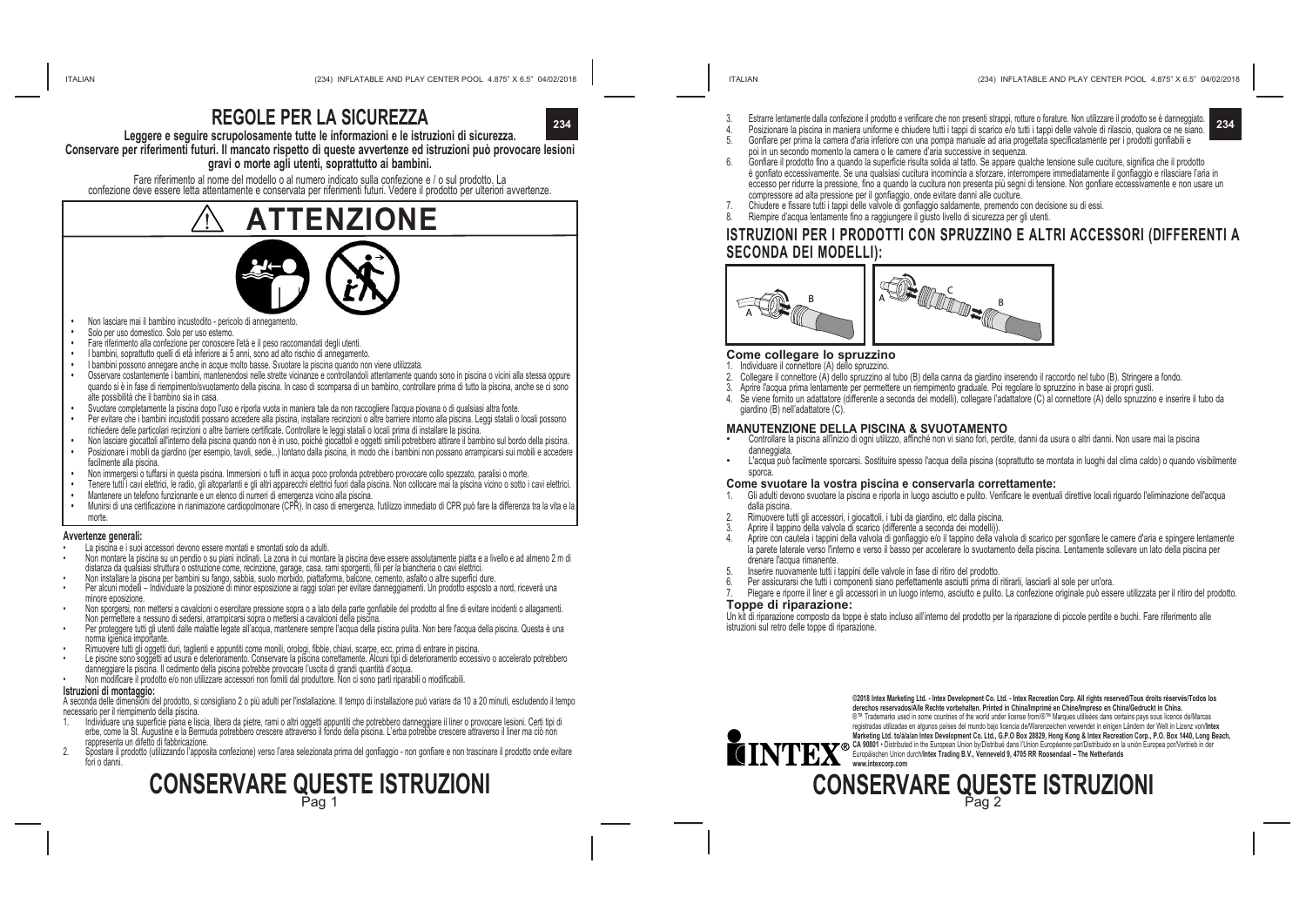# REGOLE PER LA SICUREZZA

**Leggere e seguire scrupolosamente tutte le informazioni e le istruzioni di sicurezza. Conservare per riferimenti futuri. Il mancato rispetto di queste avvertenze ed istruzioni può provocare lesioni gravi o morte agli utenti, soprattutto ai bambini.**

Fare riferimento al nome del modello o al numero indicato sulla confezione e / o sul prodotto. La confezione deve essere letta attentamente e conservata per riferimenti futuri. Vedere il prodotto per ulteriori avvertenze.

## ⚠ ATTENZIONE

- Non lasciare mai il bambino incustodito - pericolo di annegamento.
- Solo per uso domestico. Solo per uso esterno.
- Fare riferimento alla confezione per conoscere l'età e il peso raccomandati degli utenti.
- I bambini, soprattutto quelli di età inferiore ai 5 anni, sono ad alto rischio di annegamento.
- I bambini possono annegare anche in acque molto basse. Svuotare la piscina quando non viene utilizzata.
- Osservare costantemente i bambini, mantenendosi nelle strette vicinanze e controllandoli attentamente quando sono in piscina o vicini alla stessa oppure quando si è in fase di riempimento/svuotamento della piscina. In caso di scomparsa di un bambino, controllare prima di tutto la piscina, anche se ci sono alte possibilità che il bambino sia in casa.
- Svuotare completamente la piscina dopo l'uso e riporla vuota in maniera tale da non raccogliere l'acqua piovana o di qualsiasi altra fonte.
- Per evitare che i bambini incustoditi possano accedere alla piscina, installare recinzioni o altre barriere intorno alla piscina. Leggi statali o locali possono richiedere delle particolari recinzioni o altre barriere certificate. Controllare le leggi statali o locali prima di installare la piscina.
- Non lasciare giocattoli all'interno della piscina quando non è in uso, poiché giocattoli e oggetti simili potrebbero attirare il bambino sul bordo della piscina.
- Posizionare i mobili da giardino (per esempio, tavoli, sedie,..) lontano dalla piscina, in modo che i bambini non possano arrampicarsi sui mobili e accedere facilmente alla piscina.
- Non immergersi o tuffarsi in questa piscina. Immersioni o tuffi in acqua poco profonda potrebbero provocare collo spezzato, paralisi o morte.
- Tenere tutti i cavi elettrici, le radio, gli altoparlanti e gli altri apparecchi elettrici fuori dalla piscina. Non collocare mai la piscina vicino o sotto i cavi elettrici.
- Mantenere un telefono funzionante e un elenco di numeri di emergenza vicino alla piscina.
- Munirsi di una certificazione in rianimazione cardiopolmonare (CPR). In caso di emergenza, l'utilizzo immediato di CPR può fare la differenza tra la vita e la morte.

### Avvertenze generali:

- La piscina e i suoi accessori devono essere montati e smontati solo da adulti.
- Non montare la piscina su un pendio o su piani inclinati. La zona in cui montare la piscina deve essere assolutamente piatta e a livello e ad almeno 2 m di distanza da qualsiasi struttura o ostruzione come, recinzione, garage, casa, rami sporgenti, fili per la biancheria o cavi elettrici.
- Non installare la piscina per bambini su fango, sabbia, suolo morbido, piattaforma, balcone, cemento, asfalto o altre superfici dure.
- Per alcuni modelli – Individuare la posizione di minor esposizione ai raggi solari per evitare danneggiamenti. Un prodotto esposto a nord, riceverà una minore eposizione.
- Non sporgersi, non mettersi a cavalcioni o esercitare pressione sopra o a lato della parte gonfiabile del prodotto al fine di evitare incidenti o allagamenti. Non permettere a nessuno di sedersi, arrampicarsi sopra o mettersi a cavalcioni della piscina.
- Per proteggere tutti gli utenti dalle malattie legate all'acqua, mantenere sempre l'acqua della piscina pulita. Non bere l'acqua della piscina. Questa è una norma igienica importante.
- Rimuovere tutti gli oggetti duri, taglienti e appuntiti come monili, orologi, fibbie, chiavi, scarpe, ecc. prima di entrare in piscina.
- Le piscine sono soggetti ad usura e deterioramento. Conservare la piscina correttamente. Alcuni tipi di deterioramento eccessivo o accelerato potrebbero danneggiare la piscina. Il cedimento della piscina potrebbe provocare l'uscita di grandi quantità d'acqua.
- Non modificare il prodotto e/o non utilizzare accessori non forniti dal produttore. Non ci sono parti riparabili o modificabili.

### Istruzioni di montaggio:

A seconda delle dimensioni del prodotto, si consigliano 2 o più adulti per l'installazione. Il tempo di installazione può variare da 10 a 20 minuti, escludendo il tempo necessario per il riempimento della piscina.

1. Individuare una superficie piana e liscia, libera da pietre, rami o altri oggetti appuntiti che potrebbero danneggiare il liner o provocare lesioni. Certi tipi di erbe, come la St. Augustine e la Bermuda potrebbero crescere attraverso il fondo della piscina. L'erba potrebbe crescere attraverso il liner ma ciò non rappresenta un difetto di fabbricazione.
2. Spostare il prodotto (utilizzando l'apposita confezione) verso l'area selezionata prima del gonfiaggio - non gonfiare e non trascinare il prodotto onde evitare fori o danni.
3. Estrarre lentamente dalla confezione il prodotto e verificare che non presenti strappi, rotture o forature. Non utilizzare il prodotto se è danneggiato.
4. Posizionare la piscina in maniera uniforme e chiudere tutti i tappi di scarico e/o tutti i tappi delle valvole di rilascio, qualora ce ne siano.
5. Gonfiare per prima la camera d'aria inferiore con una pompa manuale ad aria progettata specificatamente per i prodotti gonfiabili e poi in un secondo momento la camera o le camere d'aria successive in sequenza.
6. Gonfiare il prodotto fino a quando la superficie risulta solida al tatto. Se appare qualche tensione sulle cuciture, significa che il prodotto è gonfiato eccessivamente. Se una qualsiasi cucitura incomincia a sforzare, interrompere immediatamente il gonfiaggio e rilasciare l'aria in eccesso per ridurre la pressione, fino a quando la cucitura non presenta più segni di tensione. Non gonfiare eccessivamente e non usare un compressore ad alta pressione per il gonfiaggio, onde evitare danni alle cuciture.
7. Chiudere e fissare tutti i tappi delle valvole di gonfiaggio saldamente, premendo con decisione su di essi.
8. Riempire d'acqua lentamente fino a raggiungere il giusto livello di sicurezza per gli utenti.

**CONSERVARE QUESTE ISTRUZIONI**

## ISTRUZIONI PER I PRODOTTI CON SPRUZZINO E ALTRI ACCESSORI (DIFFERENTI A SECONDA DEI MODELLI):

### Come collegare lo spruzzino

1. Individuare il connettore (A) dello spruzzino.
2. Collegare il connettore (A) dello spruzzino al tubo (B) della canna da giardino inserendo il raccordo nel tubo (B). Stringere a fondo.
3. Aprire l'acqua prima lentamente per permettere un riempimento graduale. Poi regolare lo spruzzino in base ai propri gusti.
4. Se viene fornito un adattatore (differente a seconda dei modelli), collegare l'adattatore (C) al connettore (A) dello spruzzino e inserire il tubo da giardino (B) nell'adattatore (C).

### MANUTENZIONE DELLA PISCINA & SVUOTAMENTO

- Controllare la piscina all'inizio di ogni utilizzo, affinché non vi siano fori, perdite, danni da usura o altri danni. Non usare mai la piscina danneggiata.
- L'acqua può facilmente sporcarsi. Sostituire spesso l'acqua della piscina (soprattutto se montata in luoghi dal clima caldo) o quando visibilmente sporca.

### Come svuotare la vostra piscina e conservarla correttamente:

1. Gli adulti devono svuotare la piscina e riporla in luogo asciutto e pulito. Verificare le eventuali direttive locali riguardo l'eliminazione dell'acqua dalla piscina.
2. Rimuovere tutti gli accessori, i giocattoli, i tubi da giardino, etc dalla piscina.
3. Aprire il tappino della valvola di scarico (differente a seconda dei modelli)).
4. Aprire con cautela i tappini della valvola di gonfiaggio e/o il tappino della valvola di scarico per sgonfiare le camere d'aria e spingere lentamente la parete laterale verso l'interno e verso il basso per accelerare lo svuotamento della piscina. Lentamente sollevare un lato della piscina per drenare l'acqua rimanente.
5. Inserire nuovamente tutti i tappini delle valvole in fase di ritiro del prodotto.
6. Per assicurarsi che tutti i componenti siano perfettamente asciutti prima di ritirarli, lasciarli al sole per un'ora.
7. Piegare e riporre il liner e gli accessori in un luogo interno, asciutto e pulito. La confezione originale può essere utilizzata per il ritiro del prodotto.

### Toppe di riparazione:

Un kit di riparazione composto da toppe è stato incluso all'interno del prodotto per la riparazione di piccole perdite e buchi. Fare riferimento alle istruzioni sul retro delle toppe di riparazione.

**©2018 Intex Marketing Ltd. - Intex Development Co. Ltd. - Intex Recreation Corp. All rights reserved/Tous droits réservés/Todos los derechos reservados/Alle Rechte vorbehalten. Printed in China/Imprimé en Chine/Impreso en China/Gedruckt in China.**
®™ Trademarks used in some countries of the world under license from/®™ Marques utilisées dans certains pays sous licence de/Marcas registradas utilizadas en algunos países del mundo bajo licencia de/Warenzeichen verwendet in einigen Ländern der Welt in Lizenz von/**Intex Marketing Ltd. to/à/a/an Intex Development Co. Ltd., G.P.O Box 28829, Hong Kong & Intex Recreation Corp., P.O. Box 1440, Long Beach, CA 90801** • Distributed in the European Union by/Distribué dans l'Union Européenne par/Distribuido en la unión Europea por/Vertrieb in der Europäischen Union durch/**Intex Trading B.V., Venneveld 9, 4705 RR Roosendaal – The Netherlands**
**www.intexcorp.com**

INTEX®

**CONSERVARE QUESTE ISTRUZIONI**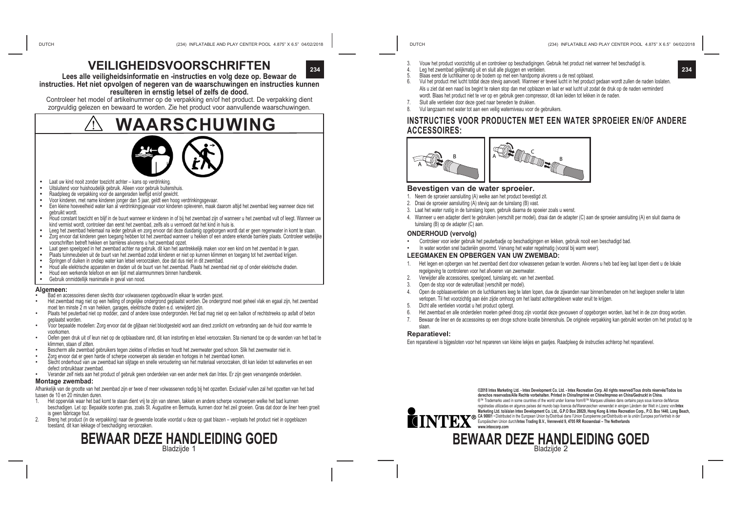# VEILIGHEIDSVOORSCHRIFTEN

**Lees alle veiligheidsinformatie en -instructies en volg deze op. Bewaar de instructies. Het niet opvolgen of negeren van de waarschuwingen en instructies kunnen resulteren in ernstig letsel of zelfs de dood.**

Controleer het model of artikelnummer op de verpakking en/of het product. De verpakking dient zorgvuldig gelezen en bewaard te worden. Zie het product voor aanvullende waarschuwingen.

## ⚠ WAARSCHUWING

- Laat uw kind nooit zonder toezicht achter – kans op verdrinking.
- Uitsluitend voor huishoudelijk gebruik. Alleen voor gebruik buitenshuis.
- Raadpleeg de verpakking voor de aangeraden leeftijd en/of gewicht.
- Voor kinderen, met name kinderen jonger dan 5 jaar, geldt een hoog verdrinkingsgevaar.
- Een kleine hoeveelheid water kan al verdrinkingsgevaar voor kinderen opleveren, maak daarom altijd het zwembad leeg wanneer deze niet gebruikt wordt.
- Houd constant toezicht en blijf in de buurt wanneer er kinderen in of bij het zwembad zijn of wanneer u het zwembad vult of leegt. Wanneer uw kind vermist wordt, controleer dan eerst het zwembad, zelfs als u vermoedt dat het kind in huis is.
- Leeg het zwembad helemaal na ieder gebruik en zorg ervoor dat deze dusdanig opgeborgen wordt dat er geen regenwater in komt te staan.
- Zorg ervoor dat kinderen geen toegang hebben tot het zwembad wanneer u hekken of een andere erkende barrière plaats. Controleer wettelijke voorschriften betreft hekken en barrières alvorens u het zwembad opzet.
- Laat geen speelgoed in het zwembad achter na gebruik, dit kan het aantrekkelijk maken voor een kind om het zwembad in te gaan.
- Plaats tuinmeubelen uit de buurt van het zwembad zodat kinderen er niet op kunnen klimmen en toegang tot het zwembad krijgen.
- Springen of duiken in ondiep water kan letsel veroorzaken, doe dat dus niet in dit zwembad.
- Houd alle elektrische apparaten en draden uit de buurt van het zwembad. Plaats het zwembad niet op of onder elektrische draden.
- Houd een werkende telefoon en een lijst met alarmnummers binnen handbereik.
- Gebruik onmiddellijk reanimatie in geval van nood.

### Algemeen:

- Bad en accessoires dienen slechts door volwassenen opgebouwd/in elkaar te worden gezet.
- Het zwembad mag niet op een helling of ongelijke ondergrond geplaatst worden. De ondergrond moet geheel vlak en egaal zijn, het zwembad moet ten minste 2 m van hekken, garages, elektrische draden e.d. verwijderd zijn.
- Plaats het zwembad niet op modder, zand of andere losse ondergronden. Het bad mag niet op een balkon of rechtstreeks op asfalt of beton geplaatst worden.
- Voor bepaalde modellen: Zorg ervoor dat de glijbaan niet blootgesteld wordt aan direct zonlicht om verbranding aan de huid door warmte te voorkomen.
- Oefen geen druk uit of leun niet op de opblaasbare rand, dit kan instorting en letsel veroorzaken. Sta niemand toe op de wanden van het bad te klimmen, staan of zitten.
- Bescherm alle zwembad gebruikers tegen ziektes of infecties en houdt het zwemwater goed schoon. Slik het zwemwater niet in.
- Zorg ervoor dat er geen harde of scherpe voorwerpen als sieraden en horloges in het zwembad komen.
- Slecht onderhoud van uw zwembad kan slijtage en snelle veroudering van het materiaal veroorzaken, dit kan leiden tot waterverlies en een defect onbruikbaar zwembad.
- Verander zelf niets aan het product of gebruik geen onderdelen van een ander merk dan Intex. Er zijn geen vervangende onderdelen.

### Montage zwembad:

Afhankelijk van de grootte van het zwembad zijn er twee of meer volwassenen nodig bij het opzetten. Exclusief vullen zal het opzetten van het bad tussen de 10 en 20 minuten duren.

1. Het oppervlak waar het bad komt te staan dient vrij te zijn van stenen, takken en andere scherpe voorwerpen welke het bad kunnen beschadigen. Let op: Bepaalde soorten gras, zoals St. Augustine en Bermuda, kunnen door het zeil groeien. Gras dat door de liner heen groeit is geen fabricage fout.
2. Breng het product (in de verpakking) naar de gewenste locatie voordat u deze op gaat blazen – verplaats het product niet in opgeblazen toestand, dit kan lekkage of beschadiging veroorzaken.
3. Vouw het product voorzichtig uit en controleer op beschadigingen. Gebruik het product niet wanneer het beschadigd is.
4. Leg het zwembad gelijkmatig uit en sluit alle pluggen en ventielen.
5. Blaas eerst de luchtkamer op de bodem op met een handpomp alvorens u de rest opblaast.
6. Vul het product met lucht totdat deze stevig aanvoelt. Wanneer er teveel lucht in het product gedaan wordt zullen de naden loslaten. Als u ziet dat een naad los begint te raken stop dan met opblazen en laat er wat lucht uit zodat de druk op de naden verminderd wordt. Blaas het product niet te ver op en gebruik geen compressor, dit kan leiden tot lekken in de naden.
7. Sluit alle ventielen door deze goed naar beneden te drukken.
8. Vul langzaam met water tot aan een veilig waterniveau voor de gebruikers.

## INSTRUCTIES VOOR PRODUCTEN MET EEN WATER SPROEIER EN/OF ANDERE ACCESSOIRES:

### Bevestigen van de water sproeier.

1. Neem de sproeier aansluiting (A) welke aan het product bevestigd zit.
2. Draai de sproeier aansluiting (A) stevig aan de tuinslang (B) vast.
3. Laat het water rustig in de tuinslang lopen, gebruik daarna de spoeier zoals u wenst.
4. Wanneer u een adapter dient te gebruiken (verschilt per model), draai dan de adapter (C) aan de sproeier aansluiting (A) en sluit daarna de tuinslang (B) op de adapter (C) aan.

### ONDERHOUD (vervolg)

- Controleer voor ieder gebruik het peuterbadje op beschadigingen en lekken, gebruik nooit een beschadigd bad.
- In water worden snel bacteriën gevormd. Vervang het water regelmatig (vooral bij warm weer).

### LEEGMAKEN EN OPBERGEN VAN UW ZWEMBAD:

1. Het legen en opbergen van het zwembad dient door volwassenen gedaan te worden. Alvorens u heb bad leeg laat lopen dient u de lokale regelgeving te controleren voor het afvoeren van zwemwater.
2. Verwijder alle accessoires, speelgoed, tuinslang etc. van het zwembad.
3. Open de stop voor de wateruitlaat (verschilt per model).
4. Open de opblaasventielen om de luchtkamers leeg te laten lopen, duw de zijwanden naar binnen/beneden om het leeglopen sneller te laten verlopen. Til het voorzichtig aan één zijde omhoog om het laatst achtergebleven water eruit te krijgen.
5. Dicht alle ventielen voordat u het product opbergt.
6. Het zwembad en alle onderdelen moeten geheel droog zijn voordat deze gevouwen of opgeborgen worden, laat het in de zon droog worden.
7. Bewaar de liner en de accessoires op een droge schone locatie binnenshuis. De originele verpakking kan gebruikt worden om het product op te slaan.

### Reparatievel:

Een reparatievel is bijgesloten voor het repareren van kleine lekjes en gaatjes. Raadpleeg de instructies achterop het reparatievel.

**©2018 Intex Marketing Ltd. - Intex Development Co. Ltd. - Intex Recreation Corp. All rights reserved/Tous droits réservés/Todos los derechos reservados/Alle Rechte vorbehalten. Printed in China/Imprimé en Chine/Impreso en China/Gedruckt in China.**
®™ Trademarks used in some countries of the world under license from/®™ Marques utilisées dans certains pays sous licence de/Marcas registradas utilizadas en algunos países del mundo bajo licencia de/Warenzeichen verwendet in einigen Ländern der Welt in Lizenz von/**Intex Marketing Ltd. to/à/a/an Intex Development Co. Ltd., G.P.O Box 28829, Hong Kong & Intex Recreation Corp., P.O. Box 1440, Long Beach, CA 90801** • Distributed in the European Union by/Distribué dans l'Union Européenne par/Distribuido en la unión Europea por/Vertrieb in der Europäischen Union durch/**Intex Trading B.V., Venneveld 9, 4705 RR Roosendaal – The Netherlands**
**www.intexcorp.com**

INTEX®

**BEWAAR DEZE HANDLEIDING GOED**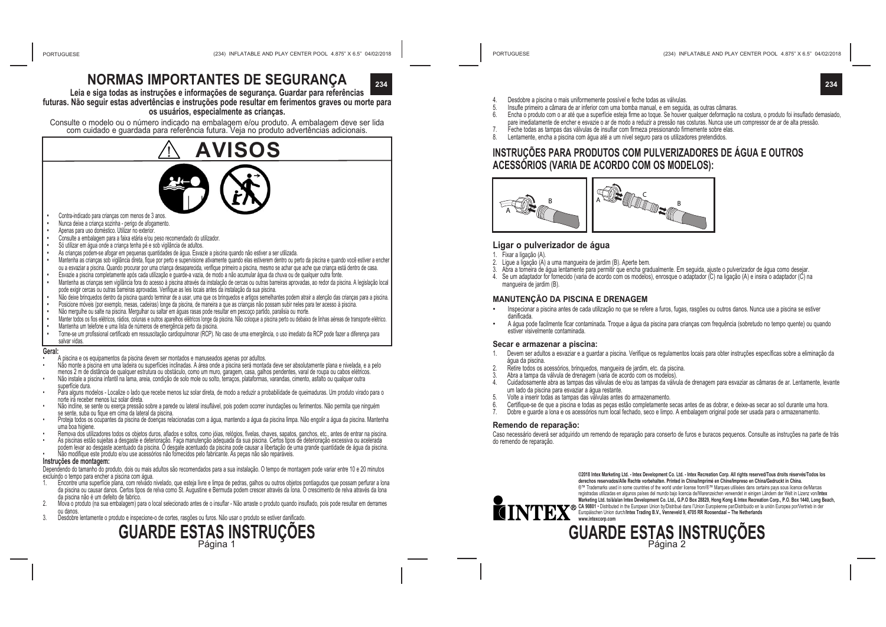# NORMAS IMPORTANTES DE SEGURANÇA

**Leia e siga todas as instruções e informações de segurança. Guardar para referências futuras. Não seguir estas advertências e instruções pode resultar em ferimentos graves ou morte para os usuários, especialmente as crianças.**

Consulte o modelo ou o número indicado na embalagem e/ou produto. A embalagem deve ser lida com cuidado e guardada para referência futura. Veja no produto advertências adicionais.

## AVISOS

- Contra-indicado para crianças com menos de 3 anos.
- Nunca deixe a criança sozinha - perigo de afogamento.
- Apenas para uso doméstico. Utilizar no exterior.
- Consulte a embalagem para a faixa etária e/ou peso recomendado do utilizador.
- Só utilizar em água onde a criança tenha pé e sob vigilância de adultos.
- As crianças podem-se afogar em pequenas quantidades de água. Esvazie a piscina quando não estiver a ser utilizada.
- Mantenha as crianças sob vigilância direta, fique por perto e supervisione ativamente quando elas estiverem dentro ou perto da piscina e quando você estiver a encher ou a esvaziar a piscina. Quando procurar por uma criança desaparecida, verifique primeiro a piscina, mesmo se achar que ache que criança está dentro de casa.
- Esvazie a piscina completamente após cada utilização e guarde-a vazia, de modo a não acumular água da chuva ou de qualquer outra fonte.
- Mantenha as crianças sem vigilância fora do acesso à piscina através da instalação de cercas ou outras barreiras aprovadas, ao redor da piscina. A legislação local pode exigir cercas ou outras barreiras aprovadas. Verifique as leis locais antes da instalação da sua piscina.
- Não deixe brinquedos dentro da piscina quando terminar de a usar, uma que os brinquedos e artigos semelhantes podem atrair a atenção das crianças para a piscina.
- Posicione móveis (por exemplo, mesas, cadeiras) longe da piscina, de maneira a que as crianças não possam subir neles para ter acesso à piscina.
- Não mergulhe ou salte na piscina. Mergulhar ou saltar em águas rasas pode resultar em pescoço partido, paralisia ou morte.
- Manter todos os fios elétricos, rádios, colunas e outros aparelhos elétricos longe da piscina. Não coloque a piscina perto ou debaixo de linhas aéreas de transporte elétrico.
- Mantenha um telefone e uma lista de números de emergência perto da piscina.
- Torne-se um profissional certificado em ressuscitação cardiopulmonar (RCP). No caso de uma emergência, o uso imediato da RCP pode fazer a diferença para salvar vidas.

**Geral:**

- A piscina e os equipamentos da piscina devem ser montados e manuseados apenas por adultos.
- Não monte a piscina em uma ladeira ou superfícies inclinadas. A área onde a piscina será montada deve ser absolutamente plana e nivelada, e a pelo menos 2 m de distância de qualquer estrutura ou obstáculo, como um muro, garagem, casa, galhos pendentes, varal de roupa ou cabos elétricos.
- Não instale a piscina infantil na lama, areia, condição de solo mole ou solto, terraços, plataformas, varandas, cimento, asfalto ou qualquer outra superfície dura.
- Para alguns modelos - Localize o lado que recebe menos luz solar direta, de modo a reduzir a probabilidade de queimaduras. Um produto virado para o norte irá receber menos luz solar direta.
- Não incline, se sente ou exerça pressão sobre a parede ou lateral insuflável, pois podem ocorrer inundações ou ferimentos. Não permita que ninguém se sente, suba ou fique em cima da lateral da piscina.
- Proteja todos os ocupantes da piscina de doenças relacionadas com a água, mantendo a água da piscina limpa. Não engolir a água da piscina. Mantenha uma boa higiene.
- Remova dos utilizadores todos os objetos duros, afiados e soltos, como jóias, relógios, fivelas, chaves, sapatos, ganchos, etc., antes de entrar na piscina.
- As piscinas estão sujeitas a desgaste e deterioração. Faça manutenção adequada da sua piscina. Certos tipos de deterioração excessiva ou acelerada podem levar ao desgaste acentuado da piscina. O desgaste acentuado da piscina pode causar a libertação de uma grande quantidade de água da piscina.
- Não modifique este produto e/ou use acessórios não fornecidos pelo fabricante. As peças não são reparáveis.

**Instruções de montagem:**

Dependendo do tamanho do produto, dois ou mais adultos são recomendados para a sua instalação. O tempo de montagem pode variar entre 10 e 20 minutos excluindo o tempo para encher a piscina com água.

1. Encontre uma superfície plana, com relvado nivelado, que esteja livre e limpa de pedras, galhos ou outros objetos pontiagudos que possam perfurar a lona da piscina ou causar danos. Certos tipos de relva como St. Augustine e Bermuda podem crescer através da lona. O crescimento de relva através da lona da piscina não é um defeito de fabrico.
2. Mova o produto (na sua embalagem) para o local selecionado antes de o insuflar - Não arraste o produto quando insuflado, pois pode resultar em derrames ou danos.
3. Desdobre lentamente o produto e inspecione-o de cortes, rasgões ou furos. Não usar o produto se estiver danificado.

## GUARDE ESTAS INSTRUÇÕES

4. Desdobre a piscina o mais uniformemente possível e feche todas as válvulas.
5. Insufle primeiro a câmara de ar inferior com uma bomba manual, e em seguida, as outras câmaras.
6. Encha o produto com o ar até que a superfície esteja firme ao toque. Se houver qualquer deformação na costura, o produto foi insuflado demasiado, pare imediatamente de encher e esvazie o ar de modo a reduzir a pressão nas costuras. Nunca use um compressor de ar de alta pressão.
7. Feche todas as tampas das válvulas de insuflar com firmeza pressionando firmemente sobre elas.
8. Lentamente, encha a piscina com água até a um nível seguro para os utilizadores pretendidos.

## INSTRUÇÕES PARA PRODUTOS COM PULVERIZADORES DE ÁGUA E OUTROS ACESSÓRIOS (VARIA DE ACORDO COM OS MODELOS):

### Ligar o pulverizador de água

1. Fixar a ligação (A).
2. Ligue a ligação (A) a uma mangueira de jardim (B). Aperte bem.
3. Abra a torneira de água lentamente para permitir que encha gradualmente. Em seguida, ajuste o pulverizador de água como desejar.
4. Se um adaptador for fornecido (varia de acordo com os modelos), enrosque o adaptador (C) na ligação (A) e insira o adaptador (C) na mangueira de jardim (B).

### MANUTENÇÃO DA PISCINA E DRENAGEM

- Inspecionar a piscina antes de cada utilização no que se refere a furos, fugas, rasgões ou outros danos. Nunca use a piscina se estiver danificada.
- A água pode facilmente ficar contaminada. Troque a água da piscina para crianças com frequência (sobretudo no tempo quente) ou quando estiver visivelmente contaminada.

### Secar e armazenar a piscina:

1. Devem ser adultos a esvaziar e a guardar a piscina. Verifique os regulamentos locais para obter instruções específicas sobre a eliminação da água da piscina.
2. Retire todos os acessórios, brinquedos, mangueira de jardim, etc. da piscina.
3. Abra a tampa da válvula de drenagem (varia de acordo com os modelos).
4. Cuidadosamente abra as tampas das válvulas de ar e/ou as tampas da válvula de drenagem para esvaziar as câmaras de ar. Lentamente, levante um lado da piscina para esvaziar a água restante.
5. Volte a inserir todas as tampas das válvulas antes do armazenamento.
6. Certifique-se de que a piscina e todas as peças estão completamente secas antes de as dobrar, e deixe-as secar ao sol durante uma hora.
7. Dobre e guarde a lona e os acessórios num local fechado, seco e limpo. A embalagem original pode ser usada para o armazenamento.

### Remendo de reparação:

Caso necessário deverá ser adquirido um remendo de reparação para conserto de furos e buracos pequenos. Consulte as instruções na parte de trás do remendo de reparação.

**©2018 Intex Marketing Ltd. - Intex Development Co. Ltd. - Intex Recreation Corp. All rights reserved/Tous droits réservés/Todos los derechos reservados/Alle Rechte vorbehalten. Printed in China/Imprimé en Chine/Impreso en China/Gedruckt in China.**
®™ Trademarks used in some countries of the world under license from/®™ Marques utilisées dans certains pays sous licence de/Marcas registradas utilizadas en algunos países del mundo bajo licencia de/Warenzeichen verwendet in einigen Ländern der Welt in Lizenz von/**Intex Marketing Ltd. to/à/a/an Intex Development Co. Ltd., G.P.O Box 28829, Hong Kong & Intex Recreation Corp., P.O. Box 1440, Long Beach, CA 90801** • Distributed in the European Union by/Distribué dans l'Union Européenne par/Distribuido en la unión Europea por/Vertrieb in der Europäischen Union durch/**Intex Trading B.V., Venneveld 9, 4705 RR Roosendaal – The Netherlands**
**www.intexcorp.com**

## GUARDE ESTAS INSTRUÇÕES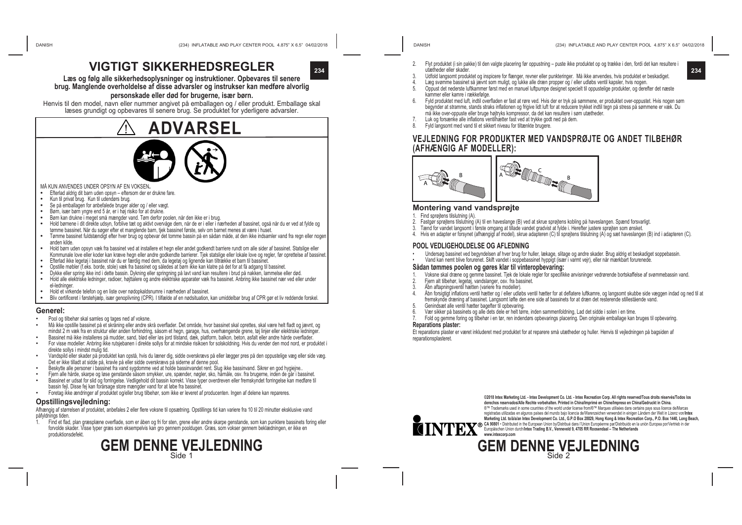# VIGTIGT SIKKERHEDSREGLER

**Læs og følg alle sikkerhedsoplysninger og instruktioner. Opbevares til senere brug. Manglende overholdelse af disse advarsler og instrukser kan medføre alvorlig personskade eller død for brugerne, især børn.**

Henvis til den model, navn eller nummer angivet på emballagen og / eller produkt. Emballage skal læses grundigt og opbevares til senere brug. Se produktet for yderligere advarsler.

## ⚠ ADVARSEL

MÅ KUN ANVENDES UNDER OPSYN AF EN VOKSEN**.**

- Efterlad aldrig dit barn uden opsyn – eftersom der er drukne fare.
- Kun til privat brug. Kun til udendørs brug.
- Se på emballagen for anbefalede bruger alder og / eller vægt.
- Børn, især børn yngre end 5 år, er i høj risiko for at drukne.
- Børn kan drukne i meget små mængder vand. Tøm derfor poolen, når den ikke er i brug.
- Hold børnene i dit direkte udsyn, forblive tæt og aktivt overvåge dem, når de er i eller i nærheden af bassinet, også når du er ved at fylde og tømme bassinet. Når du søger efter et manglende barn, tjek bassinet første, selv om barnet menes at være i huset.
- Tømme bassinet fuldstændigt efter hver brug og opbevar det tomme bassin på en sådan måde, at den ikke indsamler vand fra regn eller nogen anden kilde.
- Hold børn uden opsyn væk fra bassinet ved at installere et hegn eller andet godkendt barriere rundt om alle sider af bassinet. Statslige eller Kommunale love eller koder kan kræve hegn eller andre godkendte barrierer. Tjek statslige eller lokale love og regler, før oprettelse af bassinet.
- Efterlad ikke legetøj i bassinet når du er færdig med dem, da legetøj og lignende kan tiltrække et barn til bassinet.
- Opstille møbler (f.eks. borde, stole) væk fra bassinet og således at børn ikke kan klatre på det for at få adgang til bassinet.
- Dykke eller spring ikke ind i dette bassin. Dykning eller springning på lavt vand kan resultere i brud på nakken, lammelse eller død.
- Hold alle elektriske ledninger, radioer, højttalere og andre elektriske apparater væk fra bassinet. Anbring ikke bassinet nær ved eller under el-ledninger.
- Hold et virkende telefon og en liste over nødopkaldsnumre i nærheden af bassinet.
- Bliv certificeret i førstehjælp, især genoplivning (CPR). I tilfælde af en nødsituation, kan umiddelbar brug af CPR gør et liv reddende forskel.

### Generel:

- Pool og tilbehør skal samles og tages ned af voksne.
- Må ikke opstille bassinet på et skråning eller andre skrå overflader. Det område, hvor bassinet skal oprettes, skal være helt fladt og jævnt, og mindst 2 m væk fra en struktur eller anden forhindring, såsom et hegn, garage, hus, overhængende grene, tøj linjer eller elektriske ledninger.
- Bassinet må ikke installeres på mudder, sand, blød eller løs jord tilstand, dæk, platform, balkon, beton, asfalt eller andre hårde overflader.
- For visse modeller: Anbring ikke rutsjebanen i direkte sollys for at mindske risikoen for solskoldning. Hvis du vender den mod nord, er produktet i direkte sollys i mindst mulig tid.
- Vandspild eller skader på produktet kan opstå, hvis du læner dig, sidde overskræys på eller lægger pres på den oppustelige væg eller side væg. Det er ikke tilladt at sidde på, kravle på eller sidde overskrævs på siderne af denne pool.
- Beskytte alle personer i bassinet fra vand sygdomme ved at holde bassinvandet rent. Slug ikke bassinvand. Sikrer en god hygiejne..
- Fjern alle hårde, skarpe og løse genstande såsom smykker, ure, spænder, nøgler, sko, hårnåle, osv. fra brugerne, inden de går i bassinet.
- Bassinet er udsat for slid og forringelse. Vedligehold dit bassin korrekt. Visse typer overdreven eller fremskyndet forringelse kan medføre til bassin fejl. Disse fej kan forårsage store mængder vand for at løbe fra bassinet.
- Foretag ikke ændringer af produktet og/eller brug tilbehør, som ikke er leveret af producenten. Ingen af delene kan repareres.

### Opstillingsvejledning:

Afhængig af størrelsen af produktet, anbefales 2 eller flere voksne til opsætning. Opstillings tid kan variere fra 10 til 20 minutter eksklusive vand påfyldnings tiden.

1. Find et flad, plan græsplæne overflade, som er åben og fri for sten, grene eller andre skarpe genstande, som kan punktere bassinets foring eller forvolde skader. Visse typer græs som eksempelvis kan gro gennem pooldugen. Græs, som vokser gennem beklædningen, er ikke en produktionsdefekt.
2. Flyt produktet (i sin pakke) til den valgte placering før oppustning – puste ikke produktet op og trække i den, fordi det kan resultere i utætheder eller skader.
3. Udfold langsomt produktet og inspicere for flænger, revner eller punkteringer. Må ikke anvendes, hvis produktet er beskadiget.
4. Læg svømme bassinet så jævnt som muligt, og lukke alle dræn propper og / eller udløbs ventil kapsler, hvis nogen.
5. Oppust det nederste luftkammer først med en manuel luftpumpe designet specielt til oppustelige produkter, og derefter det næste kammer eller kamre i rækkefølge.
6. Fyld produktet med luft, indtil overfladen er fast at røre ved. Hvis der er tryk på sømmene, er produktet over-oppustet. Hvis nogen søm begynder at stramme, stands straks inflationen og frigive lidt luft for at reducere trykket indtil tegn på stress på sømmene er væk. Du må ikke over-oppuste eller bruge højtryks kompressor, da det kan resultere i søm utætheder.
7. Luk og forsænke alle inflations ventilhætter fast ved at trykke godt ned på dem.
8. Fyld langsomt med vand til et sikkert niveau for tiltænkte brugere.

## VEJLEDNING FOR PRODUKTER MED VANDSPRØJTE OG ANDET TILBEHØR (AFHÆNGIG AF MODELLER):

### Montering vand vandsprøjte

1. Find sprøjtens tilslutning (A).
2. Fastgør sprøjtens tilslutning (A) til en haveslange (B) ved at skrue sprøjtens kobling på haveslangen. Spænd forsvarligt.
3. Tænd for vandet langsomt i første omgang at tillade vandet gradvist at fylde i. Herefter justere sprøjten som ønsket.
4. Hvis en adapter er forsynet (afhængigt af model), skrue adapteren (C) til sprøjtens tilslutning (A) og sæt haveslangen (B) ind i adapteren (C).

### POOL VEDLIGEHOLDELSE OG AFLEDNING

- Undersøg bassinet ved begyndelsen af hver brug for huller, lækage, slitage og andre skader. Brug aldrig et beskadiget soppebassin.
- Vand kan nemt blive forurenet. Skift vandet i soppebassinet hyppigt (især i varmt vejr), eller når mærkbart forurenede.

**Sådan tømmes poolen og gøres klar til vinteropbevaring:**

1. Voksne skal dræne og gemme bassinet. Tjek de lokale regler for specifikke anvisninger vedrørende bortskaffelse af svømmebassin vand.
2. Fjern alt tilbehør, legetøj, vandslanger, osv. fra bassinet.
3. Åbn aftapningsventil hætten (variere fra modeller).
4. Åbn forsigtigt inflations ventil hætter og / eller udløbs ventil hætter for at deflatere luftkamre, og langsomt skubbe side væggen indad og ned til at fremskynde dræning af bassinet. Langsomt løfte den ene side af bassinets for at dræn det resterende stillestående vand.
5. Genindsæt alle ventil hætter bagefter til opbevaring.
6. Vær sikker på bassinets og alle dets dele er helt tørre, inden sammenfoldning, Lad det sidde i solen i en time.
7. Fold og gemme foring og tilbehør i en tør, ren indendørs opbevarings placering. Den originale emballage kan bruges til opbevaring.

**Reparations plaster:**

Et reparations plaster er været inkluderet med produktet for at reparere små utætheder og huller. Henvis til vejledningen på bagsiden af reparationsplasteret.

**©2018 Intex Marketing Ltd. - Intex Development Co. Ltd. - Intex Recreation Corp. All rights reserved/Tous droits réservés/Todos los derechos reservados/Alle Rechte vorbehalten. Printed in China/Imprimé en Chine/Impreso en China/Gedruckt in China.**
®™ Trademarks used in some countries of the world under license from/®™ Marques utilisées dans certains pays sous licence de/Marcas registradas utilizadas en algunos países del mundo bajo licencia de/Warenzeichen verwendet in einigen Ländern der Welt in Lizenz von/**Intex Marketing Ltd. to/à/a/an Intex Development Co. Ltd., G.P.O Box 28829, Hong Kong & Intex Recreation Corp., P.O. Box 1440, Long Beach, CA 90801** • Distributed in the European Union by/Distribué dans l'Union Européenne par/Distribuido en la unión Europea por/Vertrieb in der Europäischen Union durch/**Intex Trading B.V., Venneveld 9, 4705 RR Roosendaal – The Netherlands**
**www.intexcorp.com**

# GEM DENNE VEJLEDNING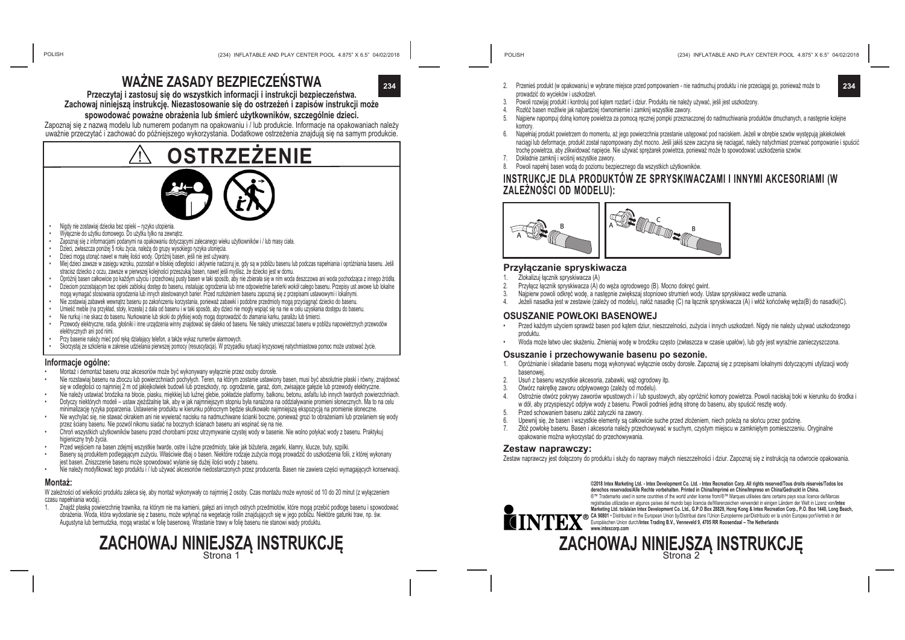# WAŻNE ZASADY BEZPIECZEŃSTWA

**Przeczytaj i zastosuj się do wszystkich informacji i instrukcji bezpieczeństwa. Zachowaj niniejszą instrukcję. Niezastosowanie się do ostrzeżeń i zapisów instrukcji może spowodować poważne obrażenia lub śmierć użytkowników, szczególnie dzieci.**

Zapoznaj się z nazwą modelu lub numerem podanym na opakowaniu i / lub produkcie. Informacje na opakowaniach należy uważnie przeczytać i zachować do późniejszego wykorzystania. Dodatkowe ostrzeżenia znajdują się na samym produkcie.

## ⚠ OSTRZEŻENIE

- Nigdy nie zostawiaj dziecka bez opieki – ryzyko utopienia.
- Wyłącznie do użytku domowego. Do użytku tylko na zewnątrz.
- Zapoznaj się z informacjami podanymi na opakowaniu dotyczącymi zalecanego wieku użytkowników i / lub masy ciała.
- Dzieci, zwłaszcza poniżej 5 roku życia, należą do grupy wysokiego ryzyka utonięcia.
- Dzieci mogą utonąć nawet w małej ilości wody. Opróżnij basen, jeśli nie jest używany.
- Miej dzieci zawsze w zasięgu wzroku, pozostań w bliskiej odległości i aktywnie nadzoruj je, gdy są w pobliżu basenu lub podczas napełniania i opróżniania basenu. Jeśli stracisz dziecko z oczu, zawsze w pierwszej kolejności przeszukaj basen, nawet jeśli myślisz, że dziecko jest w domu.
- Opróżnij basen całkowicie po każdym użyciu i przechowuj pusty basen w taki sposób, aby nie zbierała się w nim woda deszczowa ani woda pochodząca z innego źródła.
- Dzieciom pozostającym bez opieki zablokuj dostęp do basenu, instalując ogrodzenia lub inne odpowiednie barierki wokół całego basenu. Przepisy ust awowe lub lokalne mogą wymagać stosowania ogrodzenia lub innych atestowanych barier. Przed rozłożeniem basenu zapoznaj się z przepisami ustawowymi i lokalnymi.
- Nie zostawiaj zabawek wewnątrz basenu po zakończeniu korzystania, ponieważ zabawki i podobne przedmioty mogą przyciągnąć dziecko do basenu.
- Umieść meble (na przykład, stoły, krzesła) z dala od basenu i w taki sposób, aby dzieci nie mogły wspiąć się na nie w celu uzyskania dostępu do basenu.
- Nie nurkuj i nie skacz do basenu. Nurkowanie lub skoki do płytkiej wody mogą doprowadzić do złamania karku, paraliżu lub śmierci.
- Przewody elektryczne, radia, głośniki i inne urządzenia winny znajdować się daleko od basenu. Nie należy umieszczać basenu w pobliżu napowietrznych przewodów elektrycznych ani pod nimi.
- Przy basenie należy mieć pod ręką działający telefon, a także wykaz numerów alarmowych.
- Skorzystaj ze szkolenia w zakresie udzielania pierwszej pomocy (resuscytacja). W przypadku sytuacji kryzysowej natychmiastowa pomoc może uratować życie.

### Informacje ogólne:

- Montaż i demontaż basenu oraz akcesoriów może być wykonywany wyłącznie przez osoby dorosłe.
- Nie rozstawiaj basenu na zboczu lub powierzchniach pochyłych. Teren, na którym zostanie ustawiony basen, musi być absolutnie płaski i równy, znajdować się w odległości co najmniej 2 m od jakiejkolwiek budowli lub przeszkody, np. ogrodzenie, garaż, dom, zwisające gałęzie lub przewody elektryczne.
- Nie należy ustawiać brodzika na błocie, piasku, miękkiej lub luźnej glebie, pokładzie platformy, balkonu, betonu, asfaltu lub innych twardych powierzchniach.
- Dotyczy niektórych modeli – ustaw zjeżdżalnię tak, aby w jak najmniejszym stopniu była narażona na oddziaływanie promieni słonecznych. Ma to na celu minimalizację ryzyka poparzenia. Ustawienie produktu w kierunku północnym będzie skutkowało najmniejszą ekspozycją na promienie słoneczne.
- Nie wychylać się, nie stawać okrakiem ani nie wywierać nacisku na nadmuchiwane ścianki boczne, ponieważ grozi to obrażeniami lub przelaniem się wody przez ściany basenu. Nie pozwól nikomu siadać na bocznych ścianach basenu ani wspinać się na nie.
- Chroń wszystkich użytkowników basenu przed chorobami przez utrzymywanie czystej wody w basenie. Nie wolno połykać wody z basenu. Praktykuj higieniczny tryb życia.
- Przed wejściem na basen zdejmij wszystkie twarde, ostre i luźne przedmioty, takie jak biżuteria, zegarki, klamry, klucze, buty, szpilki.
- Baseny są produktem podlegającym zużyciu. Właściwie dbaj o basen. Niektóre rodzaje zużycia mogą prowadzić do uszkodzenia folii, z której wykonany jest basen. Zniszczenie basenu może spowodować wylanie się dużej ilości wody z basenu.
- Nie należy modyfikować tego produktu i / lub używać akcesoriów niedostarczonych przez producenta. Basen nie zawiera części wymagających konserwacji.

### Montaż:

W zależności od wielkości produktu zaleca się, aby montaż wykonywały co najmniej 2 osoby. Czas montażu może wynosić od 10 do 20 minut (z wyłączeniem czasu napełniania wodą).

1. Znajdź płaską powierzchnię trawnika, na którym nie ma kamieni, gałęzi ani innych ostrych przedmiotów, które mogą przebić podłogę basenu i spowodować obrażenia. Woda, która wydostanie się z basenu, może wpłynąć na wegetację roślin znajdujących się w jego pobliżu. Niektóre gatunki traw, np. św. Augustyna lub bermudzka, mogą wrastać w folię basenową. Wrastanie trawy w folię basenu nie stanowi wady produktu.
2. Przenieś produkt (w opakowaniu) w wybrane miejsce przed pompowaniem - nie nadmuchuj produktu i nie przeciągaj go, ponieważ może to prowadzić do wycieków i uszkodzeń.
3. Powoli rozwijaj produkt i kontroluj pod kątem rozdarć i dziur. Produktu nie należy używać, jeśli jest uszkodzony.
4. Rozłóż basen możliwie jak najbardziej równomiernie i zamknij wszystkie zawory.
5. Najpierw napompuj dolną komorę powietrza za pomocą ręcznej pompki przeznaczonej do nadmuchiwania produktów dmuchanych, a następnie kolejne komory.
6. Napełniaj produkt powietrzem do momentu, aż jego powierzchnia przestanie ustępować pod naciskiem. Jeżeli w obrębie szwów występują jakiekolwiek naciągi lub deformacje, produkt został napompowany zbyt mocno. Jeśli jakiś szew zaczyna się naciągać, należy natychmiast przerwać pompowanie i spuścić trochę powietrza, aby zlikwidować napięcie. Nie używać sprężarek powietrza, ponieważ może to spowodować uszkodzenia szwów.
7. Dokładnie zamknij i wciśnij wszystkie zawory.
8. Powoli napełnij basen wodą do poziomu bezpiecznego dla wszystkich użytkowników.

## INSTRUKCJE DLA PRODUKTÓW ZE SPRYSKIWACZAMI I INNYMI AKCESORIAMI (W ZALEŻNOŚCI OD MODELU):

### Przyłączanie spryskiwacza

1. Zlokalizuj łącznik spryskiwacza (A)
2. Przyłącz łącznik spryskiwacza (A) do węża ogrodowego (B). Mocno dokręć gwint.
3. Najpierw powoli odkręć wodę, a następnie zwiększaj stopniowo strumień wody. Ustaw spryskiwacz wedle uznania.
4. Jeżeli nasadka jest w zestawie (zależy od modelu), nałóż nasadkę (C) na łącznik spryskiwacza (A) i włóż końcówkę węża(B) do nasadki(C).

### OSUSZANIE POWŁOKI BASENOWEJ

- Przed każdym użyciem sprawdź basen pod kątem dziur, nieszczelności, zużycia i innych uszkodzeń. Nigdy nie należy używać uszkodzonego produktu.
- Woda może łatwo ulec skażeniu. Zmieniaj wodę w brodziku często (zwłaszcza w czasie upałów), lub gdy jest wyraźnie zanieczyszczona.

### Osuszanie i przechowywanie basenu po sezonie.

1. Opróżnianie i składanie basenu mogą wykonywać wyłącznie osoby dorosłe. Zapoznaj się z przepisami lokalnymi dotyczącymi utylizacji wody basenowej.
2. Usuń z basenu wszystkie akcesoria, zabawki, wąż ogrodowy itp.
3. Otwórz nakrętkę zaworu odpływowego (zależy od modelu).
4. Ostrożnie otwórz pokrywy zaworów wpustowych i / lub spustowych, aby opróżnić komory powietrza. Powoli naciskaj boki w kierunku do środka i w dół, aby przyspieszyć odpływ wody z basenu. Powoli podnieś jedną stronę do basenu, aby spuścić resztę wody.
5. Przed schowaniem basenu załóż zatyczki na zawory.
6. Upewnij się, że basen i wszystkie elementy są całkowicie suche przed złożeniem, niech poleżą na słońcu przez godzinę.
7. Złóż powłokę basenu. Basen i akcesoria należy przechowywać w suchym, czystym miejscu w zamkniętym pomieszczeniu. Oryginalne opakowanie można wykorzystać do przechowywania.

### Zestaw naprawczy:

Zestaw naprawczy jest dołączony do produktu i służy do naprawy małych nieszczelności i dziur. Zapoznaj się z instrukcją na odwrocie opakowania.

**©2018 Intex Marketing Ltd. - Intex Development Co. Ltd. - Intex Recreation Corp. All rights reserved/Tous droits réservés/Todos los derechos reservados/Alle Rechte vorbehalten. Printed in China/Imprimé en Chine/Impreso en China/Gedruckt in China.**
®™ Trademarks used in some countries of the world under license from/®™ Marques utilisées dans certains pays sous licence de/Marcas registradas utilizadas en algunos países del mundo bajo licencia de/Warenzeichen verwendet in einigen Ländern der Welt in Lizenz von/**Intex Marketing Ltd. to/à/a/an Intex Development Co. Ltd., G.P.O Box 28829, Hong Kong & Intex Recreation Corp., P.O. Box 1440, Long Beach, CA 90801** • Distributed in the European Union by/Distribué dans l'Union Européenne par/Distribuido en la unión Europea por/Vertrieb in der Europäischen Union durch/**Intex Trading B.V., Venneveld 9, 4705 RR Roosendaal – The Netherlands**
**www.intexcorp.com**

# ZACHOWAJ NINIEJSZĄ INSTRUKCJĘ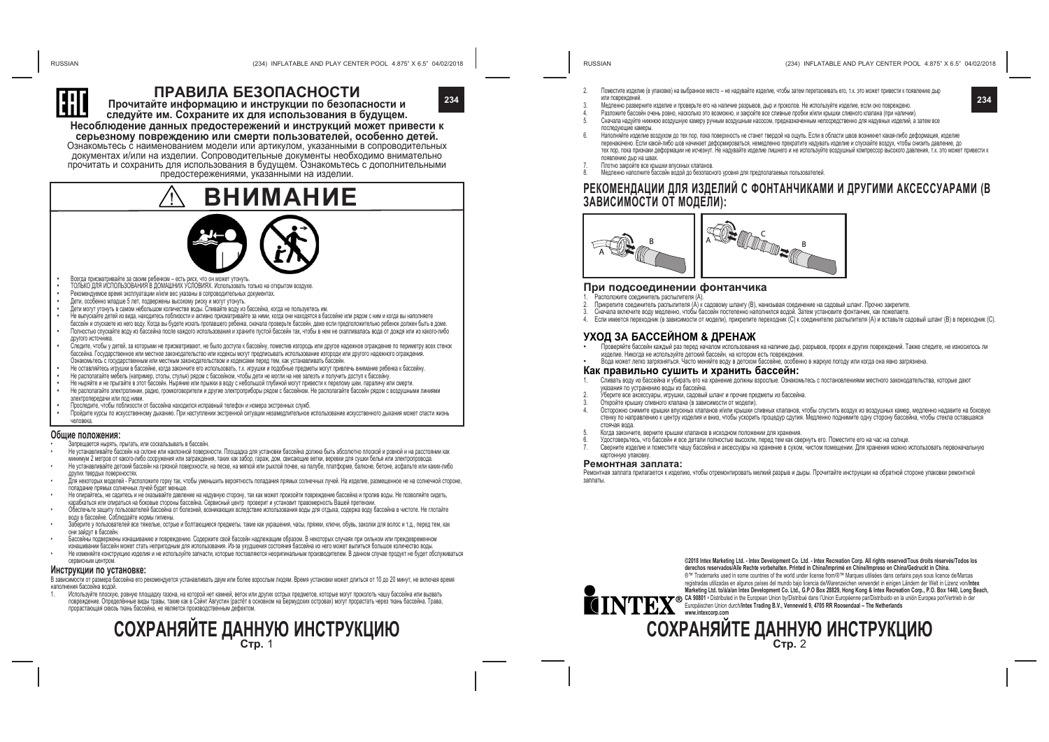# ПРАВИЛА БЕЗОПАСНОСТИ

**Прочитайте информацию и инструкции по безопасности и следуйте им. Сохраните их для использования в будущем.**

**Несоблюдение данных предостережений и инструкций может привести к серьезному повреждению или смерти пользователей, особенно детей.**

Ознакомьтесь с наименованием модели или артикулом, указанными в сопроводительных документах и/или на изделии. Сопроводительные документы необходимо внимательно прочитать и сохранить для использования в будущем. Ознакомьтесь с дополнительными предостережениями, указанными на изделии.

## ⚠ ВНИМАНИЕ

- Всегда присматривайте за своим ребенком – есть риск, что он может утонуть.
- ТОЛЬКО ДЛЯ ИСПОЛЬЗОВАНИЯ В ДОМАШНИХ УСЛОВИЯХ. Использовать только на открытом воздухе.
- Рекомендуемое время эксплуатации и/или вес указаны в сопроводительных документах.
- Дети, особенно младше 5 лет, подвержены высокому риску и могут утонуть.
- Дети могут утонуть в самом небольшом количестве воды. Сливайте воду из бассейна, когда не пользуетесь им.
- Не выпускайте детей из вида, находитесь поблизости и активно присматривайте за ними, когда они находятся в бассейне или рядом с ним и когда вы наполняете бассейн и спускаете из него воду. Когда вы будете искать пропавшего ребенка, сначала проверьте бассейн, даже если предположительно ребенок должен быть в доме.
- Полностью спускайте воду из бассейна после каждого использования и храните пустой бассейн так, чтобы в нем не скапливалась вода от дождя или из какого-либо другого источника.
- Следите, чтобы у детей, за которыми не присматривают, не было доступа к бассейну, поместив изгородь или другое надежное ограждение по периметру всех стенок бассейна. Государственное или местное законодательство или кодексы могут предписывать использование изгороди или другого надежного ограждения. Ознакомьтесь с государственным или местным законодательством и кодексами перед тем, как устанавливать бассейн.
- Не оставляйте игрушки в бассейне, когда закончите его использовать, т.к. игрушки и подобные предметы могут привлечь внимание ребенка к бассейну.
- Не располагайте мебель (например, столы, стулья) рядом с бассейном, чтобы дети не могли на нее залезть и получить доступ к бассейну.
- Не ныряйте и не прыгайте в этот бассейн. Ныряние или прыжки в воду с небольшой глубиной могут привести к перелому шеи, параличу или смерти.
- Не располагайте электролинии, радио, громкоговорители и другие электроприборы рядом с бассейном. Не располагайте бассейн рядом с воздушными линиями электропередачи или под ними.
- Проследите, чтобы поблизости от бассейна находился исправный телефон и номера экстренных служб.
- Пройдите курсы по искусственному дыханию. При наступлении экстренной ситуации незамедлительное использование искусственного дыхания может спасти жизнь человека.

### Общие положения:

- Запрещается нырять, прыгать, или соскальзывать в бассейн.
- Не устанавливайте бассейн на склоне или наклонной поверхности. Площадка для установки бассейна должна быть абсолютно плоской и ровной и на расстоянии как минимум 2 метров от какого-либо сооружения или заграждения, таких как забор, гараж, дом, свисающие ветки, веревки для сушки белья или электропровода.
- Не устанавливайте детский бассейн на грязной поверхности, на песке, на мягкой или рыхлой почве, на палубе, платформе, балконе, бетоне, асфальте или каких-либо других твердых поверхностях.
- Для некоторых моделей - Расположите горку так, чтобы уменьшить вероятность попадания прямых солнечных лучей. На изделие, размещенное не на солнечной стороне, попадание прямых солнечных лучей будет меньше.
- Не опирайтесь, не садитесь и не оказывайте давление на надувную сторону, так как может произойти повреждение бассейна и пролив воды. Не позволяйте сидеть, карабкаться или опираться на боковые стороны бассейна. Сервисный центр проверит и установит правомерность Вашей претензии.
- Обеспечьте защиту пользователей бассейна от болезней, возникающих вследствие использования воды для отдыха, содержа воду бассейна в чистоте. Не глотайте воду в бассейне. Соблюдайте нормы гигиены.
- Заберите у пользователей все тяжелые, острые и болтающиеся предметы, такие как украшения, часы, пряжки, ключи, обувь, заколки для волос и т.д., перед тем, как они зайдут в бассейн.
- Бассейны подвержены изнашиванию и повреждению. Содержите свой бассейн надлежащим образом. В некоторых случаях при сильном или преждевременном изнашивании бассейн может стать непригодным для использования. Из-за ухудшения состояния бассейна из него может вылиться большое количество воды.
- Не изменяйте конструкцию изделия и не используйте запчасти, которые поставляются неоригинальным производителем. В данном случае продукт не будет обслуживаться сервисным центром.

### Инструкции по установке:

В зависимости от размера бассейна его рекомендуется устанавливать двум или более взрослым людям. Время установки может длиться от 10 до 20 минут, не включая время наполнения бассейна водой.

1. Используйте плоскую, ровную площадку газона, на которой нет камней, веток или других острых предметов, которые могут проколоть чашу бассейна или вызвать повреждение. Определённые виды травы, такие как Сайнт Августин (растёт в основном на Бермудских островах) могут прорастать через ткань бассейна. Трава, прорастающая сквозь ткань бассейна, не является производственным дефектом.

## СОХРАНЯЙТЕ ДАННУЮ ИНСТРУКЦИЮ

2. Поместите изделие (в упаковке) на выбранное место – не надувайте изделие, чтобы затем перетаскивать его, т.к. это может привести к появлению дыр или повреждений.
3. Медленно разверните изделие и проверьте его на наличие разрывов, дыр и проколов. Не используйте изделие, если оно повреждено.
4. Разложите бассейн очень ровно, насколько это возможно, и закройте все сливные пробки и/или крышки сливного клапана (при наличии).
5. Сначала надуйте нижнюю воздушную камеру ручным воздушным насосом, предназначенным непосредственно для надувных изделий, а затем все последующие камеры.
6. Наполняйте изделие воздухом до тех пор, пока поверхность не станет твердой на ощупь. Если в области швов возникнет какая-либо деформация, изделие перенакачено. Если какой-либо шов начинает деформироваться, немедленно прекратите надувать изделие и спускайте воздух, чтобы снизить давление, до тех пор, пока признаки деформации не исчезнут. Не надувайте изделие лишнего и не используйте воздушный компрессор высокого давления, т.к. это может привести к появлению дыр на швах.
7. Плотно закройте все крышки впускных клапанов.
8. Медленно наполните бассейн водой до безопасного уровня для предполагаемых пользователей.

## РЕКОМЕНДАЦИИ ДЛЯ ИЗДЕЛИЙ С ФОНТАНЧИКАМИ И ДРУГИМИ АКСЕССУАРАМИ (В ЗАВИСИМОСТИ ОТ МОДЕЛИ):

### При подсоединении фонтанчика

1. Расположите соединитель распылителя (A).
2. Прикрепите соединитель распылителя (A) к садовому шлангу (B), накнивая соединение на садовый шланг. Прочно закрепите.
3. Сначала включите воду медленно, чтобы бассейн постепенно наполнился водой. Затем установите фонтанчик, как пожелаете.
4. Если имеется переходник (в зависимости от модели), прикрепите переходник (C) к соединителю распылителя (A) и вставьте садовый шланг (B) в переходник (C).

## УХОД ЗА БАССЕЙНОМ & ДРЕНАЖ

- Проверяйте бассейн каждый раз перед началом использования на наличие дыр, разрывов, прорех и других повреждений. Также следите, не износилось ли изделие. Никогда не используйте детский бассейн, на котором есть повреждения.
- Вода может легко загрязняться. Часто меняйте воду в детском бассейне, особенно в жаркую погоду или когда она явно загрязнена.

### Как правильно сушить и хранить бассейн:

1. Сливать воду из бассейна и убирать его на хранение должны взрослые. Ознакомьтесь с постановлениями местного законодательства, которые дают указания по устранению воды из бассейна.
2. Уберите все аксессуары, игрушки, садовый шланг и прочие предметы из бассейна.
3. Откройте крышку сливного клапана (в зависимости от модели).
4. Осторожно снимите крышки впускных клапанов и/или крышки сливных клапанов, чтобы спустить воздух из воздушных камер, медленно надавите на боковую стенку по направлению к центру изделия и вниз, чтобы ускорить процедуру сдутия. Медленно поднимите одну сторону бассейна, чтобы стекла оставшаяся стоячая вода.
5. Когда закончите, верните крышки клапанов в исходном положении для хранения.
6. Удостоверьтесь, что бассейн и все детали полностью высохли, перед тем как свернуть его. Поместите его на час на солнце.
7. Сверните изделие и поместите чашу бассейна и аксессуары на хранение в сухом, чистом помещении. Для хранения можно использовать первоначальную картонную упаковку.

### Ремонтная заплата:

Ремонтная заплата прилагается к изделию, чтобы отремонтировать мелкий разрыв и дыры. Прочитайте инструкции на обратной стороне упаковки ремонтной заплаты.

**©2018 Intex Marketing Ltd. - Intex Development Co. Ltd. - Intex Recreation Corp. All rights reserved/Tous droits réservés/Todos los derechos reservados/Alle Rechte vorbehalten. Printed in China/Imprimé en Chine/Impreso en China/Gedruckt in China.**
®™ Trademarks used in some countries of the world under license from/®™ Marques utilisées dans certains pays sous licence de/Marcas registradas utilizadas en algunos países del mundo bajo licencia de/Warenzeichen verwendet in einigen Ländern der Welt in Lizenz von/**Intex Marketing Ltd. to/à/a/an Intex Development Co. Ltd., G.P.O Box 28829, Hong Kong & Intex Recreation Corp., P.O. Box 1440, Long Beach, CA 90801** • Distributed in the European Union by/Distribué dans l'Union Européenne par/Distribuido en la unión Europea por/Vertrieb in der Europäischen Union durch/**Intex Trading B.V., Venneveld 9, 4705 RR Roosendaal – The Netherlands**
**www.intexcorp.com**

## СОХРАНЯЙТЕ ДАННУЮ ИНСТРУКЦИЮ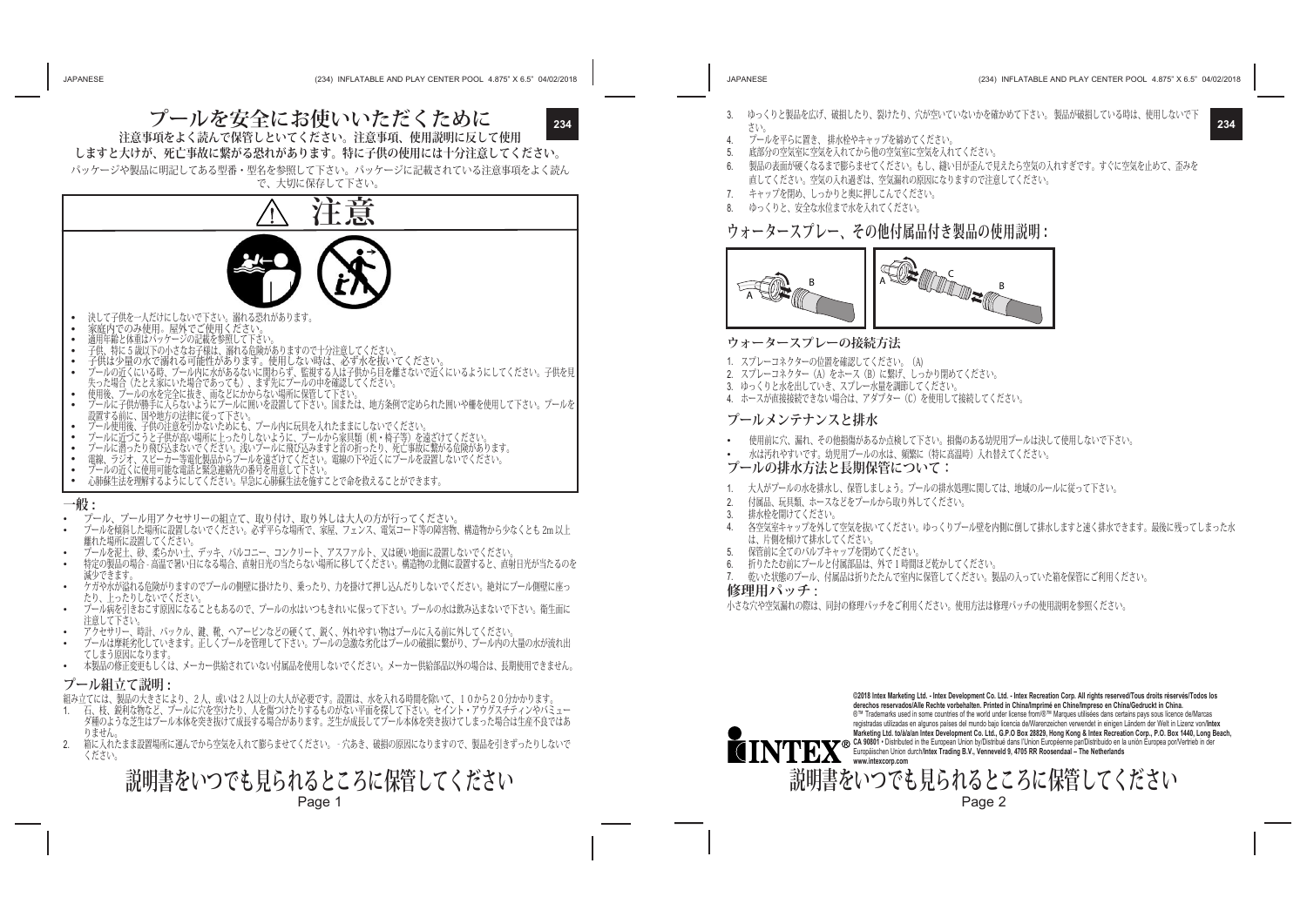# プールを安全にお使いいただくために

**注意事項をよく読んで保管しといてください。注意事項、使用説明に反して使用しますと大けがが、死亡事故に繋がる恐れがあります。特に子供の使用には十分注意してください。**

パッケージや製品に明記してある型番・型名を参照して下さい。パッケージに記載されている注意事項をよく読んで、大切に保存して下さい。

## ⚠ 注意

- 決して子供を一人だけにしないで下さい。溺れる恐れがあります。
- 家庭内でのみ使用。屋外でご使用ください。
- 適用年齢と体重はパッケージの記載を参照して下さい。
- 子供、特に５歳以下の小さなお子様は、溺れる危険がありますので十分注意してください。
- 子供は少量の水で溺れる可能性があります。使用しない時は、必ず水を抜いてください。
- プールの近くにいる時、プール内に水があるないに関わらず、監視する人は子供から目を離さないで近くにいるようにしてください。子供を見失った場合（たとえ家にいた場合であっても）、まず先にプールの中を確認してください。
- 使用後、プールの水を完全に抜き、雨などにかからない場所に保管して下さい。
- プールに子供が勝手に入らないようにプールに囲いを設置して下さい。国または、地方条例で定められた囲いや柵を使用して下さい。プールを設置する前に、国や地方の法律に従って下さい。
- プール使用後、子供の注意を引かないためにも、プール内に玩具を入れたままにしないでください。
- プールに近づこうと子供が高い場所に上ったりしないように、プールから家具類（机・椅子等）を遠ざけてください。
- プールに潜ったり飛び込まないでください。浅いプールに飛び込みますと首の折ったり、死亡事故に繋がる危険があります。
- 電線、ラジオ、スピーカー等電化製品からプールを遠ざけてください。電線の下や近くにプールを設置しないでください。
- プールの近くに使用可能な電話と緊急連絡先の番号を用意して下さい。
- 心肺蘇生法を理解するようにしてください。早急に心肺蘇生法を施すことで命を救えることができます。

## 一般：

- プール、プール用アクセサリーの組立て、取り付け、取り外しは大人の方が行ってください。
- プールを傾斜した場所に設置しないでください。必ず平らな場所で、家屋、フェンス、電気コード等の障害物、構造物から少なくとも2m以上離れた場所に設置してください。
- プールを泥土、砂、柔らかい土、デッキ、バルコニー、コンクリート、アスファルト、又は硬い地面に設置しないでください。
- 特定の製品の場合 - 高温で暑い日になる場合、直射日光の当たらない場所に移してください。構造物の北側に設置すると、直射日光が当たるのを減少できます。
- ケガや水が溢れる危険がありますのでプールの側壁に掛けたり、乗ったり、力を掛けて押し込んだりしないでください。絶対にプール側壁に座ったり、上ったりしないでください。
- プール病を引きおこす原因になることもあるので、プールの水はいつもきれいに保って下さい。プールの水は飲み込まないで下さい。衛生面に注意して下さい。
- アクセサリー、時計、バックル、鍵、靴、ヘアーピンなどの硬くて、鋭く、外れやすい物はプールに入る前に外してください。
- プールは摩耗劣化していきます。正しくプールを管理して下さい。プールの急激な劣化はプールの破損に繋がり、プール内の大量の水が流れ出てしまう原因になります。
- 本製品の修正変更もしくは、メーカー供給されていない付属品を使用しないでください。メーカー供給部品以外の場合は、長期使用できません。

## プール組立て説明：

組み立てには、製品の大きさにより、２人、或いは２人以上の大人が必要です。設置は、水を入れる時間を除いて、１０から２０分かかります。

1. 石、枝、鋭利な物など、プールに穴を空けたり、人を傷つけたりするものがない平面を探して下さい。セイント・アウグスチティンやバミューダ種のような芝生はプール本体を突き抜けて成長する場合があります。芝生が成長してプール本体を突き抜けてしまった場合は生産不良ではありません。
2. 箱に入れたまま設置場所に運んでから空気を入れて膨らませてください。- 穴あき、破損の原因になりますので、製品を引きずったりしないでください。
3. ゆっくりと製品を広げ、破損したり、裂けたり、穴が空いていないかを確かめて下さい。製品が破損している時は、使用しないで下さい。
4. プールを平らに置き、排水栓やキャップを締めてください。
5. 底部分の空気室に空気を入れてから他の空気室に空気を入れてください。
6. 製品の表面が硬くなるまで膨らませてください。もし、縫い目が歪んで見えたら空気の入れすぎです。すぐに空気を止めて、歪みを直してください。空気の入れ過ぎは、空気漏れの原因になりますので注意してください。
7. キャップを閉め、しっかりと奥に押しこんでください。
8. ゆっくりと、安全な水位まで水を入れてください。

## ウォータースプレー、その他付属品付き製品の使用説明：

### ウォータースプレーの接続方法

1. スプレーコネクターの位置を確認してください。（A）
2. スプレーコネクター（A）をホース（B）に繋げ、しっかり閉めてください。
3. ゆっくりと水を出していき、スプレー水量を調節してください。
4. ホースが直接接続できない場合は、アダプター（C）を使用して接続してください。

## プールメンテナンスと排水

- 使用前に穴、漏れ、その他損傷があるか点検して下さい。損傷のある幼児用プールは決して使用しないで下さい。
- 水は汚れやすいです。幼児用プールの水は、頻繁に（特に高温時）入れ替えてください。

## プールの排水方法と長期保管について：

1. 大人がプールの水を排水し、保管しましょう。プールの排水処理に関しては、地域のルールに従って下さい。
2. 付属品、玩具類、ホースなどをプールから取り外してください。
3. 排水栓を開けてください。
4. 各空気室キャップを外して空気を抜いてください。ゆっくりプール壁を内側に倒して排水しますと速く排水できます。最後に残ってしまった水は、片側を傾けて排水してください。
5. 保管前に全てのバルブキャップを閉めてください。
6. 折りたたむ前にプールと付属部品は、外で１時間ほど乾かしてください。
7. 乾いた状態のプール、付属品は折りたたんで室内に保管してください。製品の入っていた箱を保管にご利用ください。

## 修理用パッチ：

小さな穴や空気漏れの際は、同封の修理パッチをご利用ください。使用方法は修理パッチの使用説明を参照ください。

**©2018 Intex Marketing Ltd. - Intex Development Co. Ltd. - Intex Recreation Corp. All rights reserved/Tous droits réservés/Todos los derechos reservados/Alle Rechte vorbehalten. Printed in China/Imprimé en Chine/Impreso en China/Gedruckt in China.**
®™ Trademarks used in some countries of the world under license from/®™ Marques utilisées dans certains pays sous licence de/Marcas registradas utilizadas en algunos países del mundo bajo licencia de/Warenzeichen verwendet in einigen Ländern der Welt in Lizenz von/**Intex Marketing Ltd. to/à/a/an Intex Development Co. Ltd., G.P.O Box 28829, Hong Kong & Intex Recreation Corp., P.O. Box 1440, Long Beach, CA 90801** • Distributed in the European Union by/Distribué dans l'Union Européenne par/Distribuido en la unión Europea por/Vertrieb in der Europäischen Union durch/**Intex Trading B.V., Venneveld 9, 4705 RR Roosendaal – The Netherlands**
**www.intexcorp.com**

**説明書をいつでも見られるところに保管してください**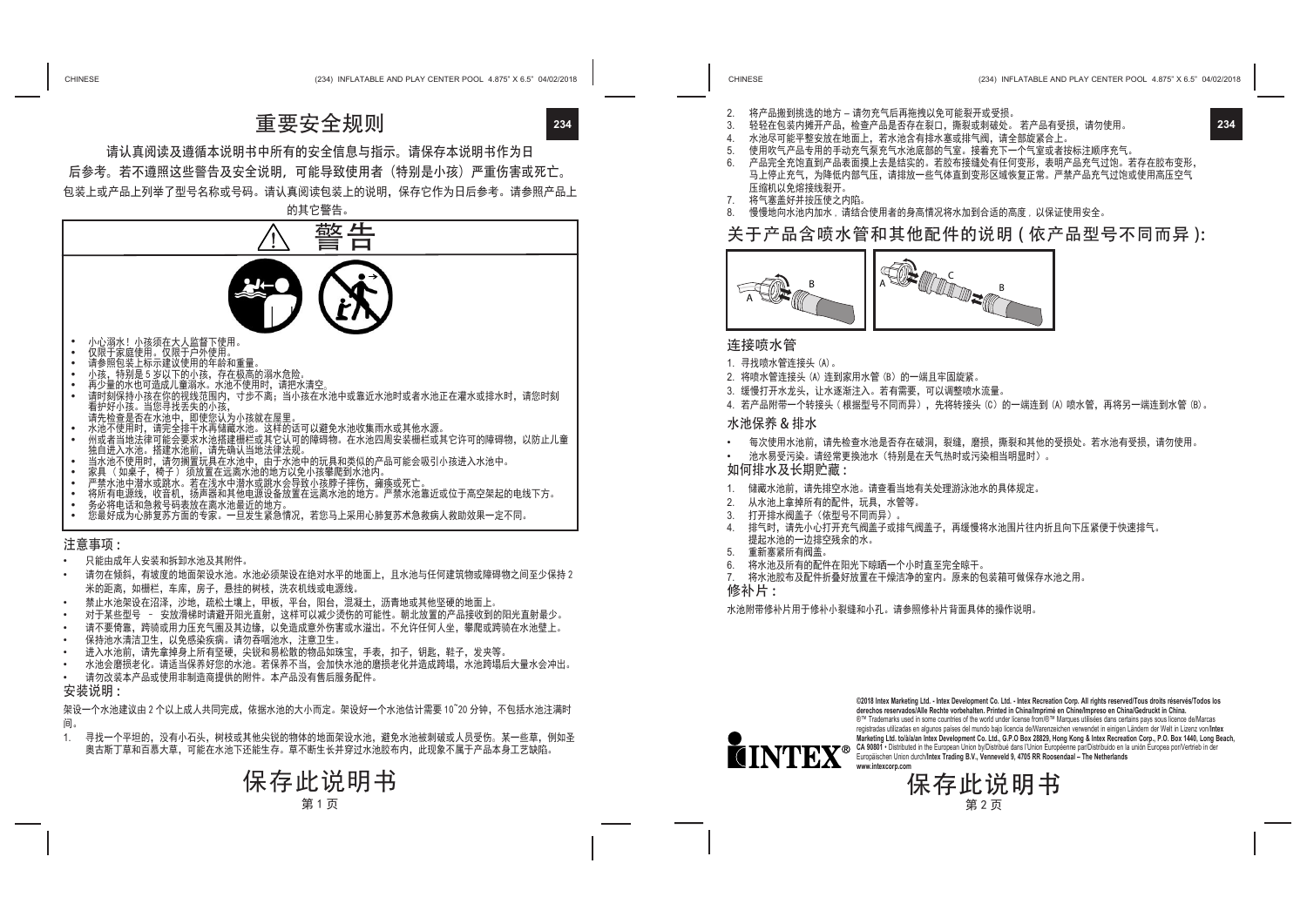# 重要安全规则

请认真阅读及遵循本说明书中所有的安全信息与指示。请保存本说明书作为日后参考。若不遵照这些警告及安全说明，可能导致使用者（特别是小孩）严重伤害或死亡。包装上或产品上列举了型号名称或号码。请认真阅读包装上的说明，保存它作为日后参考。请参照产品上的其它警告。

## ⚠ 警告

- 小心溺水！小孩须在大人监督下使用。
- 仅限于家庭使用，仅限于户外使用。
- 请参照包装上标示建议使用的年龄和重量。
- 小孩，特别是 5 岁以下的小孩，存在极高的溺水危险。
- 再少量的水也可造成儿童溺水。水池不使用时，请把水清空。
- 请时刻保持小孩在你的视线范围内，寸步不离；当小孩在水池中或靠近水池时或者水池正在灌水或排水时，请您时刻看护好小孩。当您寻找丢失的小孩，请先检查是否在水池中，即使您认为小孩就在屋里。
- 水池不使用时，请完全排干水再储藏水池。这样的话可以避免水池收集雨水或其他水源。
- 州或者当地法律可能会要求水池搭建栅栏或其它认可的障碍物。在水池四周安装栅栏或其它许可的障碍物，以防止儿童独自进入水池。搭建水池前，请先确认当地法律法规。
- 当水池不使用时，请勿搁置玩具在水池中，由于水池中的玩具和类似的产品可能会吸引小孩进入水池中。
- 家具（如桌子，椅子）须放置在远离水池的地方以免小孩攀爬到水池内。
- 严禁水池中潜水或跳水。若在浅水中潜水或跳水会导致小孩脖子摔伤，瘫痪或死亡。
- 将所有电源线，收音机，扬声器和其他电源设备放置在远离水池的地方。严禁水池靠近或位于高空架起的电线下方。
- 务必将电话和急救号码表放在离水池最近的地方。
- 您最好成为心肺复苏方面的专家。一旦发生紧急情况，若您马上采用心肺复苏术急救病人救助效果一定不同。

## 注意事项：

- 只能由成年人安装和拆卸水池及其附件。
- 请勿在倾斜，有坡度的地面架设水池。水池必须架设在绝对水平的地面上，且水池与任何建筑物或障碍物之间至少保持 2 米的距离，如栅栏，车库，房子，悬挂的树枝，洗衣机线或电源线。
- 禁止水池架设在沼泽，沙地，疏松土壤上，甲板，平台，阳台，混凝土，沥青地或其他坚硬的地面上。
- 对于某些型号 － 安放滑梯时请避开阳光直射，这样可以减少烫伤的可能性。朝北放置的产品接收到的阳光直射最少。
- 请不要倚靠，跨骑或用力压充气圈及其边缘，以免造成意外伤害或水溢出。不允许任何人坐，攀爬或跨骑在水池壁上。
- 保持池水清洁卫生，以免感染疾病。请勿吞咽池水，注意卫生。
- 进入水池前，请先拿掉身上所有坚硬，尖锐和易松散的物品如珠宝，手表，扣子，钥匙，鞋子，发夹等。
- 水池会磨损老化。请适当保养好您的水池。若保养不当，会加快水池的磨损老化并造成跨塌，水池跨塌后大量水会冲出。
- 请勿改装本产品或使用非制造商提供的附件。本产品没有售后服务配件。

## 安装说明：

架设一个水池建议由 2 个以上成人共同完成，依据水池的大小而定。架设好一个水池估计需要 10~20 分钟，不包括水池注满时间。

1. 寻找一个平坦的，没有小石头，树枝或其他尖锐的物体的地面架设水池，避免水池被刺破或人员受伤。某一些草，例如圣奥古斯丁草和百慕大草，可能在水池下还能生存。草不断生长并穿过水池胶布内，此现象不属于产品本身工艺缺陷。
2. 将产品搬到挑选的地方 – 请勿充气后再拖拽以免可能裂开或受损。
3. 轻轻在包装内摊开产品，检查产品是否存在裂口，撕裂或刺破处。若产品有受损，请勿使用。
4. 水池尽可能平整安放在地面上，若水池含有排水塞或排气阀，请全部旋紧合上。
5. 使用吹气产品专用的手动充气泵充气水池底部的气室。接着充下一个气室或者按标注顺序充气。
6. 产品完全充饱直到产品表面摸上去是结实的。若胶布接缝处有任何变形，表明产品充气过饱。若存在胶布变形，马上停止充气，为降低内部气压，请排放一些气体直到变形区域恢复正常。严禁产品充气过饱或使用高压空气压缩机以免熔接线裂开。
7. 将气塞盖好并按压使之内陷。
8. 慢慢地向水池内加水，请结合使用者的身高情况将水加到合适的高度，以保证使用安全。

## 关于产品含喷水管和其他配件的说明（依产品型号不同而异）：

A B    A C B

### 连接喷水管

1. 寻找喷水管连接头 (A)。
2. 将喷水管连接头 (A) 连到家用水管 (B) 的一端且牢固旋紧。
3. 缓慢打开水龙头，让水逐渐注入。若有需要，可以调整喷水流量。
4. 若产品附带一个转接头（根据型号不同而异），先将转接头 (C) 的一端连到 (A) 喷水管，再将另一端连到水管 (B)。

### 水池保养 & 排水

- 每次使用水池前，请先检查水池是否存在破洞，裂缝，磨损，撕裂和其他的受损处。若水池有受损，请勿使用。
- 池水易受污染。请经常更换池水（特别是在天气热时或污染相当明显时）。

### 如何排水及长期贮藏：

1. 储藏水池前，请先排空水池。请查看当地有关处理游泳池水的具体规定。
2. 从水池上拿掉所有的配件，玩具，水管等。
3. 打开排水阀盖子（依型号不同而异）。
4. 排气时，请先小心打开充气阀盖子或排气阀盖子，再缓慢将水池围片往内折并向下压紧便于快速排气。提起水池的一边排空残余的水。
5. 重新塞紧所有阀盖。
6. 将水池及所有的配件在阳光下晾晒一个小时直至完全晾干。
7. 将水池胶布及配件折叠好放置在干燥洁净的室内。原来的包装箱可做保存水池之用。

### 修补片：

水池附带修补片用于修补小裂缝和小孔。请参照修补片背面具体的操作说明。

保存此说明书

©2018 Intex Marketing Ltd. - Intex Development Co. Ltd. - Intex Recreation Corp. All rights reserved/Tous droits réservés/Todos los derechos reservados/Alle Rechte vorbehalten. Printed in China/Imprimé en Chine/Impreso en China/Gedruckt in China.
®™ Trademarks used in some countries of the world under license from/®™ Marques utilisées dans certains pays sous licence de/Marcas registradas utilizadas en algunos países del mundo bajo licencia de/Warenzeichen verwendet in einigen Ländern der Welt in Lizenz von/**Intex Marketing Ltd. to/à/a/an Intex Development Co. Ltd., G.P.O Box 28829, Hong Kong & Intex Recreation Corp., P.O. Box 1440, Long Beach, CA 90801** • Distributed in the European Union by/Distribué dans l'Union Européenne par/Distribuido en la unión Europea por/Vertrieb in der Europäischen Union durch/**Intex Trading B.V., Venneveld 9, 4705 RR Roosendaal – The Netherlands**
**www.intexcorp.com**

INTEX®

保存此说明书